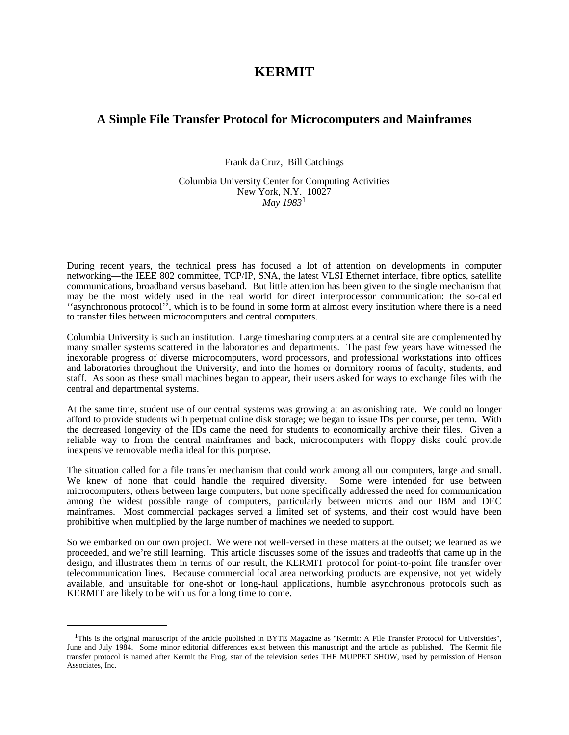# KERMIT

## A Simple File Transfer Protocol for Microcomputers and Mainframes

Frank da Cruz, Bill Catchings

Columbia University Center for Computing Activities
New York, N.Y. 10027
*May 1983*[1]

During recent years, the technical press has focused a lot of attention on developments in computer networking—the IEEE 802 committee, TCP/IP, SNA, the latest VLSI Ethernet interface, fibre optics, satellite communications, broadband versus baseband. But little attention has been given to the single mechanism that may be the most widely used in the real world for direct interprocessor communication: the so-called ''asynchronous protocol'', which is to be found in some form at almost every institution where there is a need to transfer files between microcomputers and central computers.

Columbia University is such an institution. Large timesharing computers at a central site are complemented by many smaller systems scattered in the laboratories and departments. The past few years have witnessed the inexorable progress of diverse microcomputers, word processors, and professional workstations into offices and laboratories throughout the University, and into the homes or dormitory rooms of faculty, students, and staff. As soon as these small machines began to appear, their users asked for ways to exchange files with the central and departmental systems.

At the same time, student use of our central systems was growing at an astonishing rate. We could no longer afford to provide students with perpetual online disk storage; we began to issue IDs per course, per term. With the decreased longevity of the IDs came the need for students to economically archive their files. Given a reliable way to from the central mainframes and back, microcomputers with floppy disks could provide inexpensive removable media ideal for this purpose.

The situation called for a file transfer mechanism that could work among all our computers, large and small. We knew of none that could handle the required diversity. Some were intended for use between microcomputers, others between large computers, but none specifically addressed the need for communication among the widest possible range of computers, particularly between micros and our IBM and DEC mainframes. Most commercial packages served a limited set of systems, and their cost would have been prohibitive when multiplied by the large number of machines we needed to support.

So we embarked on our own project. We were not well-versed in these matters at the outset; we learned as we proceeded, and we're still learning. This article discusses some of the issues and tradeoffs that came up in the design, and illustrates them in terms of our result, the KERMIT protocol for point-to-point file transfer over telecommunication lines. Because commercial local area networking products are expensive, not yet widely available, and unsuitable for one-shot or long-haul applications, humble asynchronous protocols such as KERMIT are likely to be with us for a long time to come.

---

[1] This is the original manuscript of the article published in BYTE Magazine as "Kermit: A File Transfer Protocol for Universities", June and July 1984. Some minor editorial differences exist between this manuscript and the article as published. The Kermit file transfer protocol is named after Kermit the Frog, star of the television series THE MUPPET SHOW, used by permission of Henson Associates, Inc.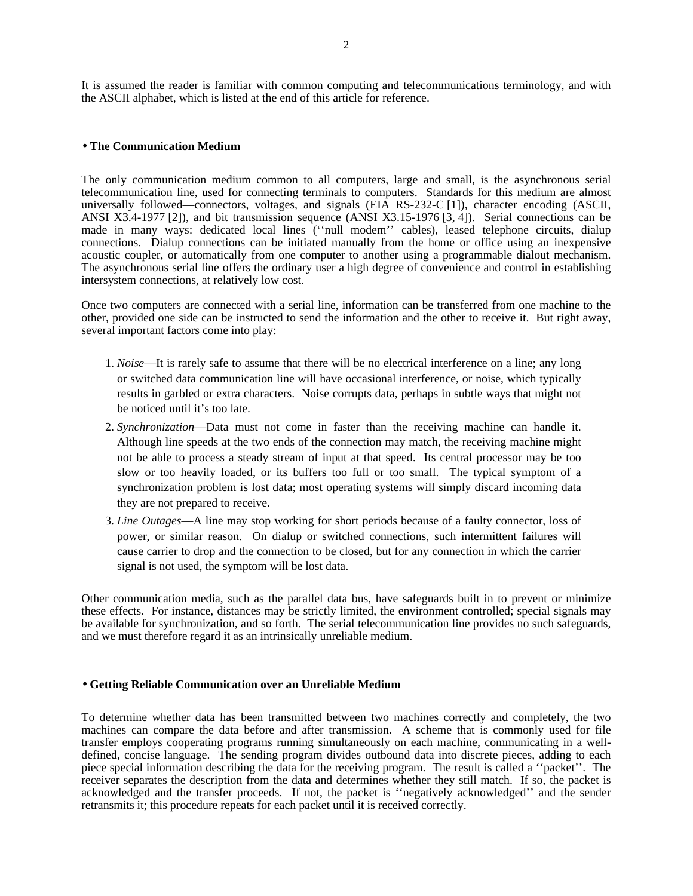It is assumed the reader is familiar with common computing and telecommunications terminology, and with the ASCII alphabet, which is listed at the end of this article for reference.

## • The Communication Medium

The only communication medium common to all computers, large and small, is the asynchronous serial telecommunication line, used for connecting terminals to computers. Standards for this medium are almost universally followed—connectors, voltages, and signals (EIA RS-232-C [1]), character encoding (ASCII, ANSI X3.4-1977 [2]), and bit transmission sequence (ANSI X3.15-1976 [3, 4]). Serial connections can be made in many ways: dedicated local lines (''null modem'' cables), leased telephone circuits, dialup connections. Dialup connections can be initiated manually from the home or office using an inexpensive acoustic coupler, or automatically from one computer to another using a programmable dialout mechanism. The asynchronous serial line offers the ordinary user a high degree of convenience and control in establishing intersystem connections, at relatively low cost.

Once two computers are connected with a serial line, information can be transferred from one machine to the other, provided one side can be instructed to send the information and the other to receive it. But right away, several important factors come into play:

1. *Noise*—It is rarely safe to assume that there will be no electrical interference on a line; any long or switched data communication line will have occasional interference, or noise, which typically results in garbled or extra characters. Noise corrupts data, perhaps in subtle ways that might not be noticed until it's too late.
2. *Synchronization*—Data must not come in faster than the receiving machine can handle it. Although line speeds at the two ends of the connection may match, the receiving machine might not be able to process a steady stream of input at that speed. Its central processor may be too slow or too heavily loaded, or its buffers too full or too small. The typical symptom of a synchronization problem is lost data; most operating systems will simply discard incoming data they are not prepared to receive.
3. *Line Outages*—A line may stop working for short periods because of a faulty connector, loss of power, or similar reason. On dialup or switched connections, such intermittent failures will cause carrier to drop and the connection to be closed, but for any connection in which the carrier signal is not used, the symptom will be lost data.

Other communication media, such as the parallel data bus, have safeguards built in to prevent or minimize these effects. For instance, distances may be strictly limited, the environment controlled; special signals may be available for synchronization, and so forth. The serial telecommunication line provides no such safeguards, and we must therefore regard it as an intrinsically unreliable medium.

## • Getting Reliable Communication over an Unreliable Medium

To determine whether data has been transmitted between two machines correctly and completely, the two machines can compare the data before and after transmission. A scheme that is commonly used for file transfer employs cooperating programs running simultaneously on each machine, communicating in a well-defined, concise language. The sending program divides outbound data into discrete pieces, adding to each piece special information describing the data for the receiving program. The result is called a ''packet''. The receiver separates the description from the data and determines whether they still match. If so, the packet is acknowledged and the transfer proceeds. If not, the packet is ''negatively acknowledged'' and the sender retransmits it; this procedure repeats for each packet until it is received correctly.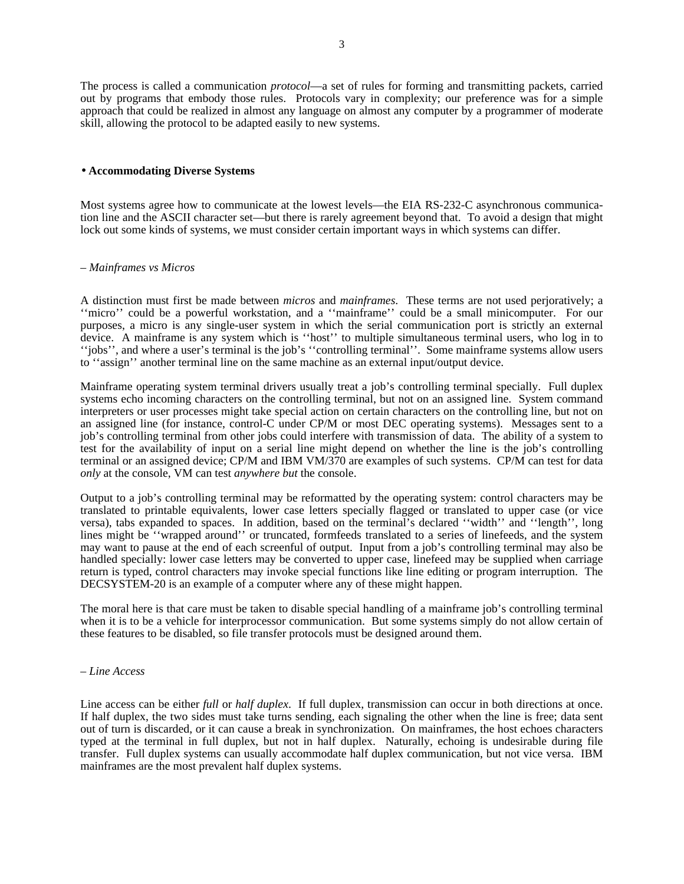The process is called a communication *protocol*—a set of rules for forming and transmitting packets, carried out by programs that embody those rules. Protocols vary in complexity; our preference was for a simple approach that could be realized in almost any language on almost any computer by a programmer of moderate skill, allowing the protocol to be adapted easily to new systems.

## • Accommodating Diverse Systems

Most systems agree how to communicate at the lowest levels—the EIA RS-232-C asynchronous communication line and the ASCII character set—but there is rarely agreement beyond that. To avoid a design that might lock out some kinds of systems, we must consider certain important ways in which systems can differ.

### – *Mainframes vs Micros*

A distinction must first be made between *micros* and *mainframes*. These terms are not used perjoratively; a ''micro'' could be a powerful workstation, and a ''mainframe'' could be a small minicomputer. For our purposes, a micro is any single-user system in which the serial communication port is strictly an external device. A mainframe is any system which is ''host'' to multiple simultaneous terminal users, who log in to ''jobs'', and where a user's terminal is the job's ''controlling terminal''. Some mainframe systems allow users to ''assign'' another terminal line on the same machine as an external input/output device.

Mainframe operating system terminal drivers usually treat a job's controlling terminal specially. Full duplex systems echo incoming characters on the controlling terminal, but not on an assigned line. System command interpreters or user processes might take special action on certain characters on the controlling line, but not on an assigned line (for instance, control-C under CP/M or most DEC operating systems). Messages sent to a job's controlling terminal from other jobs could interfere with transmission of data. The ability of a system to test for the availability of input on a serial line might depend on whether the line is the job's controlling terminal or an assigned device; CP/M and IBM VM/370 are examples of such systems. CP/M can test for data *only* at the console, VM can test *anywhere but* the console.

Output to a job's controlling terminal may be reformatted by the operating system: control characters may be translated to printable equivalents, lower case letters specially flagged or translated to upper case (or vice versa), tabs expanded to spaces. In addition, based on the terminal's declared ''width'' and ''length'', long lines might be ''wrapped around'' or truncated, formfeeds translated to a series of linefeeds, and the system may want to pause at the end of each screenful of output. Input from a job's controlling terminal may also be handled specially: lower case letters may be converted to upper case, linefeed may be supplied when carriage return is typed, control characters may invoke special functions like line editing or program interruption. The DECSYSTEM-20 is an example of a computer where any of these might happen.

The moral here is that care must be taken to disable special handling of a mainframe job's controlling terminal when it is to be a vehicle for interprocessor communication. But some systems simply do not allow certain of these features to be disabled, so file transfer protocols must be designed around them.

### – *Line Access*

Line access can be either *full* or *half duplex*. If full duplex, transmission can occur in both directions at once. If half duplex, the two sides must take turns sending, each signaling the other when the line is free; data sent out of turn is discarded, or it can cause a break in synchronization. On mainframes, the host echoes characters typed at the terminal in full duplex, but not in half duplex. Naturally, echoing is undesirable during file transfer. Full duplex systems can usually accommodate half duplex communication, but not vice versa. IBM mainframes are the most prevalent half duplex systems.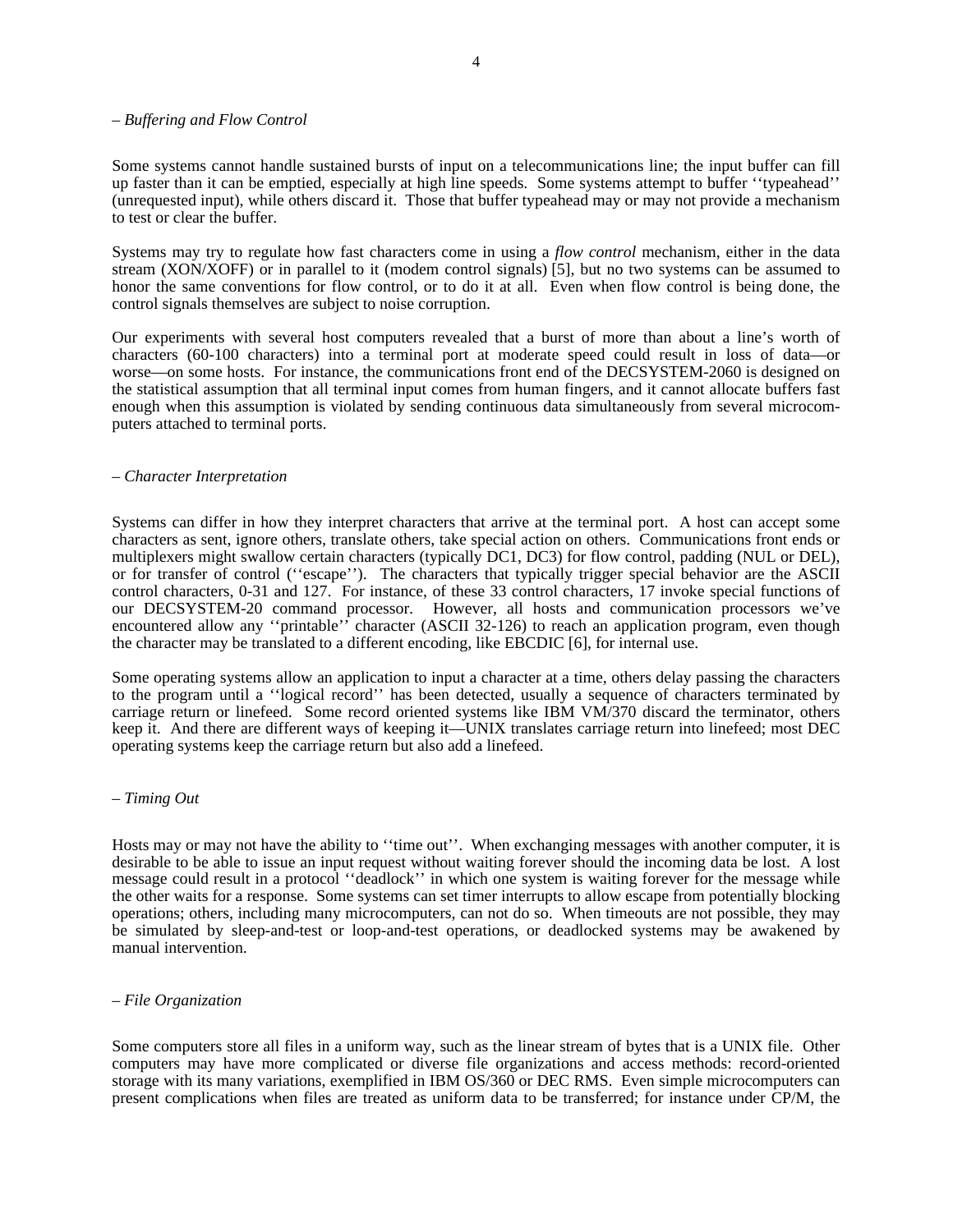*– Buffering and Flow Control*

Some systems cannot handle sustained bursts of input on a telecommunications line; the input buffer can fill up faster than it can be emptied, especially at high line speeds. Some systems attempt to buffer ''typeahead'' (unrequested input), while others discard it. Those that buffer typeahead may or may not provide a mechanism to test or clear the buffer.

Systems may try to regulate how fast characters come in using a *flow control* mechanism, either in the data stream (XON/XOFF) or in parallel to it (modem control signals) [5], but no two systems can be assumed to honor the same conventions for flow control, or to do it at all. Even when flow control is being done, the control signals themselves are subject to noise corruption.

Our experiments with several host computers revealed that a burst of more than about a line's worth of characters (60-100 characters) into a terminal port at moderate speed could result in loss of data—or worse—on some hosts. For instance, the communications front end of the DECSYSTEM-2060 is designed on the statistical assumption that all terminal input comes from human fingers, and it cannot allocate buffers fast enough when this assumption is violated by sending continuous data simultaneously from several microcomputers attached to terminal ports.

*– Character Interpretation*

Systems can differ in how they interpret characters that arrive at the terminal port. A host can accept some characters as sent, ignore others, translate others, take special action on others. Communications front ends or multiplexers might swallow certain characters (typically DC1, DC3) for flow control, padding (NUL or DEL), or for transfer of control (''escape''). The characters that typically trigger special behavior are the ASCII control characters, 0-31 and 127. For instance, of these 33 control characters, 17 invoke special functions of our DECSYSTEM-20 command processor. However, all hosts and communication processors we've encountered allow any ''printable'' character (ASCII 32-126) to reach an application program, even though the character may be translated to a different encoding, like EBCDIC [6], for internal use.

Some operating systems allow an application to input a character at a time, others delay passing the characters to the program until a ''logical record'' has been detected, usually a sequence of characters terminated by carriage return or linefeed. Some record oriented systems like IBM VM/370 discard the terminator, others keep it. And there are different ways of keeping it—UNIX translates carriage return into linefeed; most DEC operating systems keep the carriage return but also add a linefeed.

*– Timing Out*

Hosts may or may not have the ability to ''time out''. When exchanging messages with another computer, it is desirable to be able to issue an input request without waiting forever should the incoming data be lost. A lost message could result in a protocol ''deadlock'' in which one system is waiting forever for the message while the other waits for a response. Some systems can set timer interrupts to allow escape from potentially blocking operations; others, including many microcomputers, can not do so. When timeouts are not possible, they may be simulated by sleep-and-test or loop-and-test operations, or deadlocked systems may be awakened by manual intervention.

*– File Organization*

Some computers store all files in a uniform way, such as the linear stream of bytes that is a UNIX file. Other computers may have more complicated or diverse file organizations and access methods: record-oriented storage with its many variations, exemplified in IBM OS/360 or DEC RMS. Even simple microcomputers can present complications when files are treated as uniform data to be transferred; for instance under CP/M, the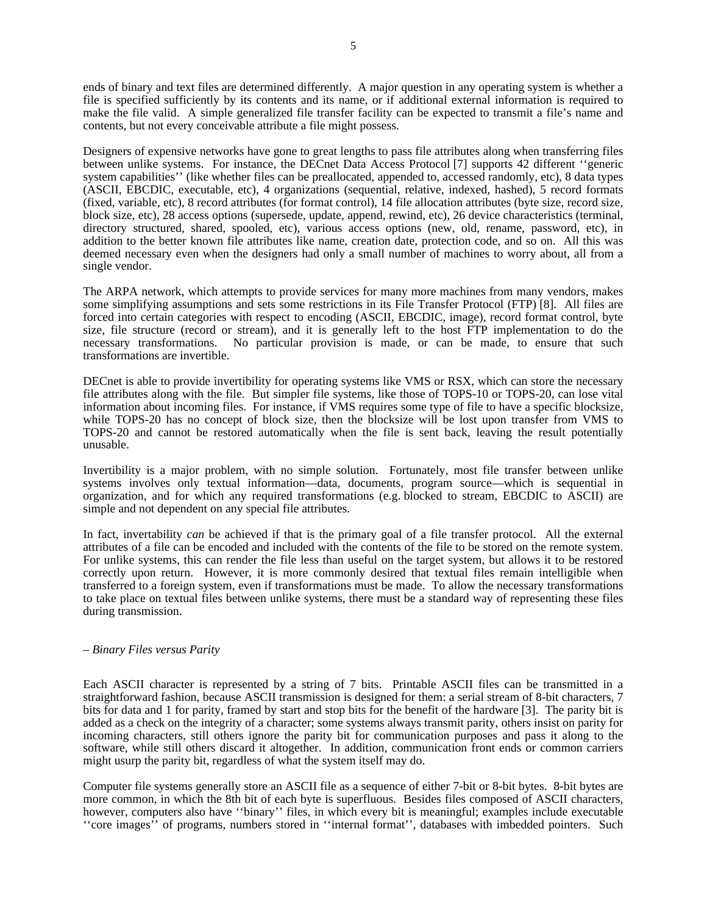ends of binary and text files are determined differently. A major question in any operating system is whether a file is specified sufficiently by its contents and its name, or if additional external information is required to make the file valid. A simple generalized file transfer facility can be expected to transmit a file's name and contents, but not every conceivable attribute a file might possess.

Designers of expensive networks have gone to great lengths to pass file attributes along when transferring files between unlike systems. For instance, the DECnet Data Access Protocol [7] supports 42 different ''generic system capabilities'' (like whether files can be preallocated, appended to, accessed randomly, etc), 8 data types (ASCII, EBCDIC, executable, etc), 4 organizations (sequential, relative, indexed, hashed), 5 record formats (fixed, variable, etc), 8 record attributes (for format control), 14 file allocation attributes (byte size, record size, block size, etc), 28 access options (supersede, update, append, rewind, etc), 26 device characteristics (terminal, directory structured, shared, spooled, etc), various access options (new, old, rename, password, etc), in addition to the better known file attributes like name, creation date, protection code, and so on. All this was deemed necessary even when the designers had only a small number of machines to worry about, all from a single vendor.

The ARPA network, which attempts to provide services for many more machines from many vendors, makes some simplifying assumptions and sets some restrictions in its File Transfer Protocol (FTP) [8]. All files are forced into certain categories with respect to encoding (ASCII, EBCDIC, image), record format control, byte size, file structure (record or stream), and it is generally left to the host FTP implementation to do the necessary transformations. No particular provision is made, or can be made, to ensure that such transformations are invertible.

DECnet is able to provide invertibility for operating systems like VMS or RSX, which can store the necessary file attributes along with the file. But simpler file systems, like those of TOPS-10 or TOPS-20, can lose vital information about incoming files. For instance, if VMS requires some type of file to have a specific blocksize, while TOPS-20 has no concept of block size, then the blocksize will be lost upon transfer from VMS to TOPS-20 and cannot be restored automatically when the file is sent back, leaving the result potentially unusable.

Invertibility is a major problem, with no simple solution. Fortunately, most file transfer between unlike systems involves only textual information—data, documents, program source—which is sequential in organization, and for which any required transformations (e.g. blocked to stream, EBCDIC to ASCII) are simple and not dependent on any special file attributes.

In fact, invertability *can* be achieved if that is the primary goal of a file transfer protocol. All the external attributes of a file can be encoded and included with the contents of the file to be stored on the remote system. For unlike systems, this can render the file less than useful on the target system, but allows it to be restored correctly upon return. However, it is more commonly desired that textual files remain intelligible when transferred to a foreign system, even if transformations must be made. To allow the necessary transformations to take place on textual files between unlike systems, there must be a standard way of representing these files during transmission.

*– Binary Files versus Parity*

Each ASCII character is represented by a string of 7 bits. Printable ASCII files can be transmitted in a straightforward fashion, because ASCII transmission is designed for them: a serial stream of 8-bit characters, 7 bits for data and 1 for parity, framed by start and stop bits for the benefit of the hardware [3]. The parity bit is added as a check on the integrity of a character; some systems always transmit parity, others insist on parity for incoming characters, still others ignore the parity bit for communication purposes and pass it along to the software, while still others discard it altogether. In addition, communication front ends or common carriers might usurp the parity bit, regardless of what the system itself may do.

Computer file systems generally store an ASCII file as a sequence of either 7-bit or 8-bit bytes. 8-bit bytes are more common, in which the 8th bit of each byte is superfluous. Besides files composed of ASCII characters, however, computers also have ''binary'' files, in which every bit is meaningful; examples include executable ''core images'' of programs, numbers stored in ''internal format'', databases with imbedded pointers. Such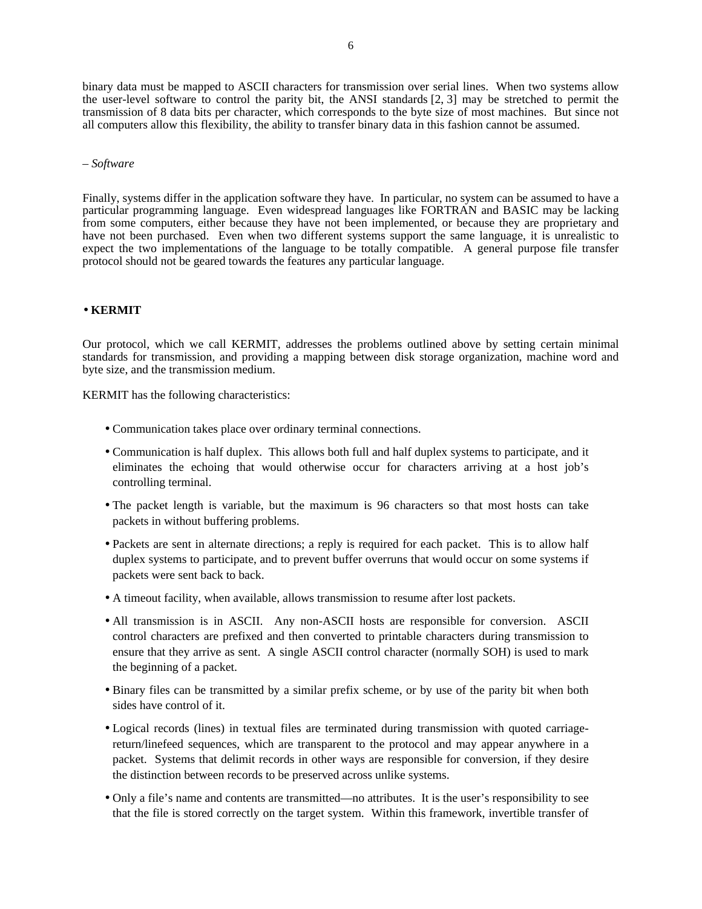binary data must be mapped to ASCII characters for transmission over serial lines. When two systems allow the user-level software to control the parity bit, the ANSI standards [2, 3] may be stretched to permit the transmission of 8 data bits per character, which corresponds to the byte size of most machines. But since not all computers allow this flexibility, the ability to transfer binary data in this fashion cannot be assumed.

*– Software*

Finally, systems differ in the application software they have. In particular, no system can be assumed to have a particular programming language. Even widespread languages like FORTRAN and BASIC may be lacking from some computers, either because they have not been implemented, or because they are proprietary and have not been purchased. Even when two different systems support the same language, it is unrealistic to expect the two implementations of the language to be totally compatible. A general purpose file transfer protocol should not be geared towards the features any particular language.

## • KERMIT

Our protocol, which we call KERMIT, addresses the problems outlined above by setting certain minimal standards for transmission, and providing a mapping between disk storage organization, machine word and byte size, and the transmission medium.

KERMIT has the following characteristics:

- Communication takes place over ordinary terminal connections.
- Communication is half duplex. This allows both full and half duplex systems to participate, and it eliminates the echoing that would otherwise occur for characters arriving at a host job's controlling terminal.
- The packet length is variable, but the maximum is 96 characters so that most hosts can take packets in without buffering problems.
- Packets are sent in alternate directions; a reply is required for each packet. This is to allow half duplex systems to participate, and to prevent buffer overruns that would occur on some systems if packets were sent back to back.
- A timeout facility, when available, allows transmission to resume after lost packets.
- All transmission is in ASCII. Any non-ASCII hosts are responsible for conversion. ASCII control characters are prefixed and then converted to printable characters during transmission to ensure that they arrive as sent. A single ASCII control character (normally SOH) is used to mark the beginning of a packet.
- Binary files can be transmitted by a similar prefix scheme, or by use of the parity bit when both sides have control of it.
- Logical records (lines) in textual files are terminated during transmission with quoted carriage-return/linefeed sequences, which are transparent to the protocol and may appear anywhere in a packet. Systems that delimit records in other ways are responsible for conversion, if they desire the distinction between records to be preserved across unlike systems.
- Only a file's name and contents are transmitted—no attributes. It is the user's responsibility to see that the file is stored correctly on the target system. Within this framework, invertible transfer of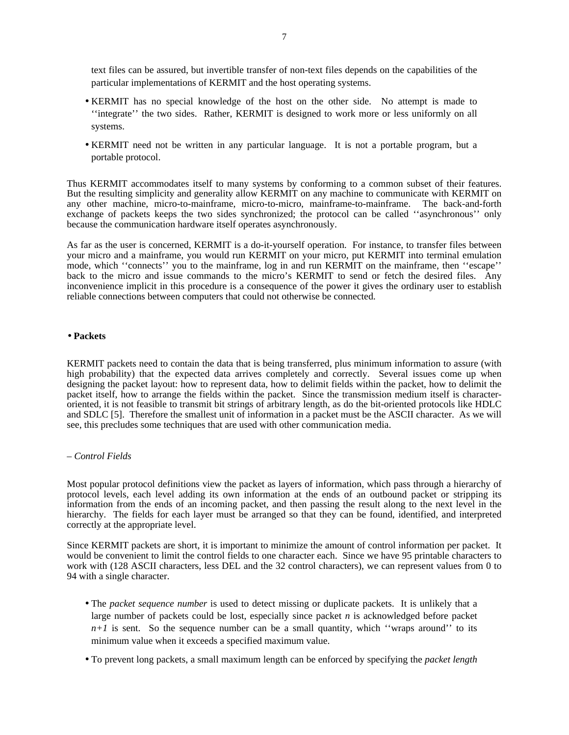text files can be assured, but invertible transfer of non-text files depends on the capabilities of the particular implementations of KERMIT and the host operating systems.

- KERMIT has no special knowledge of the host on the other side. No attempt is made to ''integrate'' the two sides. Rather, KERMIT is designed to work more or less uniformly on all systems.
- KERMIT need not be written in any particular language. It is not a portable program, but a portable protocol.

Thus KERMIT accommodates itself to many systems by conforming to a common subset of their features. But the resulting simplicity and generality allow KERMIT on any machine to communicate with KERMIT on any other machine, micro-to-mainframe, micro-to-micro, mainframe-to-mainframe. The back-and-forth exchange of packets keeps the two sides synchronized; the protocol can be called ''asynchronous'' only because the communication hardware itself operates asynchronously.

As far as the user is concerned, KERMIT is a do-it-yourself operation. For instance, to transfer files between your micro and a mainframe, you would run KERMIT on your micro, put KERMIT into terminal emulation mode, which ''connects'' you to the mainframe, log in and run KERMIT on the mainframe, then ''escape'' back to the micro and issue commands to the micro's KERMIT to send or fetch the desired files. Any inconvenience implicit in this procedure is a consequence of the power it gives the ordinary user to establish reliable connections between computers that could not otherwise be connected.

## • Packets

KERMIT packets need to contain the data that is being transferred, plus minimum information to assure (with high probability) that the expected data arrives completely and correctly. Several issues come up when designing the packet layout: how to represent data, how to delimit fields within the packet, how to delimit the packet itself, how to arrange the fields within the packet. Since the transmission medium itself is character-oriented, it is not feasible to transmit bit strings of arbitrary length, as do the bit-oriented protocols like HDLC and SDLC [5]. Therefore the smallest unit of information in a packet must be the ASCII character. As we will see, this precludes some techniques that are used with other communication media.

### – *Control Fields*

Most popular protocol definitions view the packet as layers of information, which pass through a hierarchy of protocol levels, each level adding its own information at the ends of an outbound packet or stripping its information from the ends of an incoming packet, and then passing the result along to the next level in the hierarchy. The fields for each layer must be arranged so that they can be found, identified, and interpreted correctly at the appropriate level.

Since KERMIT packets are short, it is important to minimize the amount of control information per packet. It would be convenient to limit the control fields to one character each. Since we have 95 printable characters to work with (128 ASCII characters, less DEL and the 32 control characters), we can represent values from 0 to 94 with a single character.

- The *packet sequence number* is used to detect missing or duplicate packets. It is unlikely that a large number of packets could be lost, especially since packet $n$ is acknowledged before packet $n+1$ is sent. So the sequence number can be a small quantity, which ''wraps around'' to its minimum value when it exceeds a specified maximum value.
- To prevent long packets, a small maximum length can be enforced by specifying the *packet length*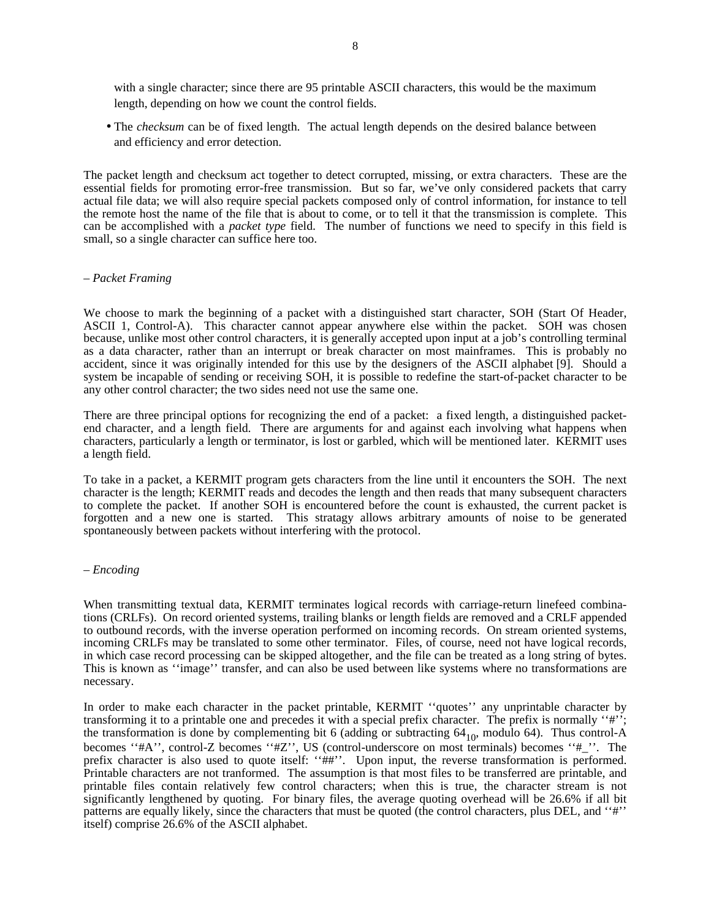with a single character; since there are 95 printable ASCII characters, this would be the maximum length, depending on how we count the control fields.

- The *checksum* can be of fixed length. The actual length depends on the desired balance between and efficiency and error detection.

The packet length and checksum act together to detect corrupted, missing, or extra characters. These are the essential fields for promoting error-free transmission. But so far, we've only considered packets that carry actual file data; we will also require special packets composed only of control information, for instance to tell the remote host the name of the file that is about to come, or to tell it that the transmission is complete. This can be accomplished with a *packet type* field. The number of functions we need to specify in this field is small, so a single character can suffice here too.

– *Packet Framing*

We choose to mark the beginning of a packet with a distinguished start character, SOH (Start Of Header, ASCII 1, Control-A). This character cannot appear anywhere else within the packet. SOH was chosen because, unlike most other control characters, it is generally accepted upon input at a job's controlling terminal as a data character, rather than an interrupt or break character on most mainframes. This is probably no accident, since it was originally intended for this use by the designers of the ASCII alphabet [9]. Should a system be incapable of sending or receiving SOH, it is possible to redefine the start-of-packet character to be any other control character; the two sides need not use the same one.

There are three principal options for recognizing the end of a packet: a fixed length, a distinguished packet-end character, and a length field. There are arguments for and against each involving what happens when characters, particularly a length or terminator, is lost or garbled, which will be mentioned later. KERMIT uses a length field.

To take in a packet, a KERMIT program gets characters from the line until it encounters the SOH. The next character is the length; KERMIT reads and decodes the length and then reads that many subsequent characters to complete the packet. If another SOH is encountered before the count is exhausted, the current packet is forgotten and a new one is started. This stratagy allows arbitrary amounts of noise to be generated spontaneously between packets without interfering with the protocol.

– *Encoding*

When transmitting textual data, KERMIT terminates logical records with carriage-return linefeed combinations (CRLFs). On record oriented systems, trailing blanks or length fields are removed and a CRLF appended to outbound records, with the inverse operation performed on incoming records. On stream oriented systems, incoming CRLFs may be translated to some other terminator. Files, of course, need not have logical records, in which case record processing can be skipped altogether, and the file can be treated as a long string of bytes. This is known as ''image'' transfer, and can also be used between like systems where no transformations are necessary.

In order to make each character in the packet printable, KERMIT ''quotes'' any unprintable character by transforming it to a printable one and precedes it with a special prefix character. The prefix is normally ''#''; the transformation is done by complementing bit 6 (adding or subtracting $64_{10}$, modulo 64). Thus control-A becomes ''#A'', control-Z becomes ''#Z'', US (control-underscore on most terminals) becomes ''#_''. The prefix character is also used to quote itself: ''##''. Upon input, the reverse transformation is performed. Printable characters are not tranformed. The assumption is that most files to be transferred are printable, and printable files contain relatively few control characters; when this is true, the character stream is not significantly lengthened by quoting. For binary files, the average quoting overhead will be 26.6% if all bit patterns are equally likely, since the characters that must be quoted (the control characters, plus DEL, and ''#'' itself) comprise 26.6% of the ASCII alphabet.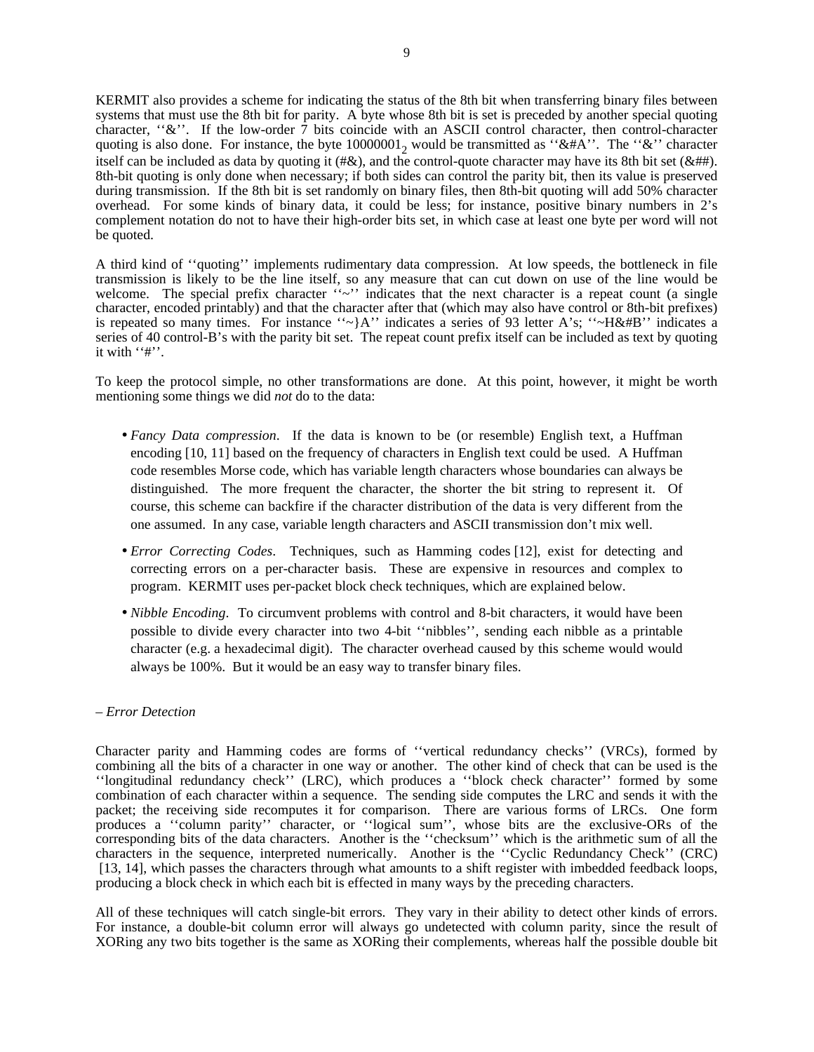KERMIT also provides a scheme for indicating the status of the 8th bit when transferring binary files between systems that must use the 8th bit for parity. A byte whose 8th bit is set is preceded by another special quoting character, ''&''. If the low-order 7 bits coincide with an ASCII control character, then control-character quoting is also done. For instance, the byte $10000001_2$ would be transmitted as ''&#A''. The ''&'' character itself can be included as data by quoting it (#&), and the control-quote character may have its 8th bit set (&##). 8th-bit quoting is only done when necessary; if both sides can control the parity bit, then its value is preserved during transmission. If the 8th bit is set randomly on binary files, then 8th-bit quoting will add 50% character overhead. For some kinds of binary data, it could be less; for instance, positive binary numbers in 2's complement notation do not to have their high-order bits set, in which case at least one byte per word will not be quoted.

A third kind of ''quoting'' implements rudimentary data compression. At low speeds, the bottleneck in file transmission is likely to be the line itself, so any measure that can cut down on use of the line would be welcome. The special prefix character ''~'' indicates that the next character is a repeat count (a single character, encoded printably) and that the character after that (which may also have control or 8th-bit prefixes) is repeated so many times. For instance ''~}A'' indicates a series of 93 letter A's; ''~H&#B'' indicates a series of 40 control-B's with the parity bit set. The repeat count prefix itself can be included as text by quoting it with ''#''.

To keep the protocol simple, no other transformations are done. At this point, however, it might be worth mentioning some things we did *not* do to the data:

- *Fancy Data compression*. If the data is known to be (or resemble) English text, a Huffman encoding [10, 11] based on the frequency of characters in English text could be used. A Huffman code resembles Morse code, which has variable length characters whose boundaries can always be distinguished. The more frequent the character, the shorter the bit string to represent it. Of course, this scheme can backfire if the character distribution of the data is very different from the one assumed. In any case, variable length characters and ASCII transmission don't mix well.
- *Error Correcting Codes*. Techniques, such as Hamming codes [12], exist for detecting and correcting errors on a per-character basis. These are expensive in resources and complex to program. KERMIT uses per-packet block check techniques, which are explained below.
- *Nibble Encoding*. To circumvent problems with control and 8-bit characters, it would have been possible to divide every character into two 4-bit ''nibbles'', sending each nibble as a printable character (e.g. a hexadecimal digit). The character overhead caused by this scheme would would always be 100%. But it would be an easy way to transfer binary files.

*– Error Detection*

Character parity and Hamming codes are forms of ''vertical redundancy checks'' (VRCs), formed by combining all the bits of a character in one way or another. The other kind of check that can be used is the ''longitudinal redundancy check'' (LRC), which produces a ''block check character'' formed by some combination of each character within a sequence. The sending side computes the LRC and sends it with the packet; the receiving side recomputes it for comparison. There are various forms of LRCs. One form produces a ''column parity'' character, or ''logical sum'', whose bits are the exclusive-ORs of the corresponding bits of the data characters. Another is the ''checksum'' which is the arithmetic sum of all the characters in the sequence, interpreted numerically. Another is the ''Cyclic Redundancy Check'' (CRC) [13, 14], which passes the characters through what amounts to a shift register with imbedded feedback loops, producing a block check in which each bit is effected in many ways by the preceding characters.

All of these techniques will catch single-bit errors. They vary in their ability to detect other kinds of errors. For instance, a double-bit column error will always go undetected with column parity, since the result of XORing any two bits together is the same as XORing their complements, whereas half the possible double bit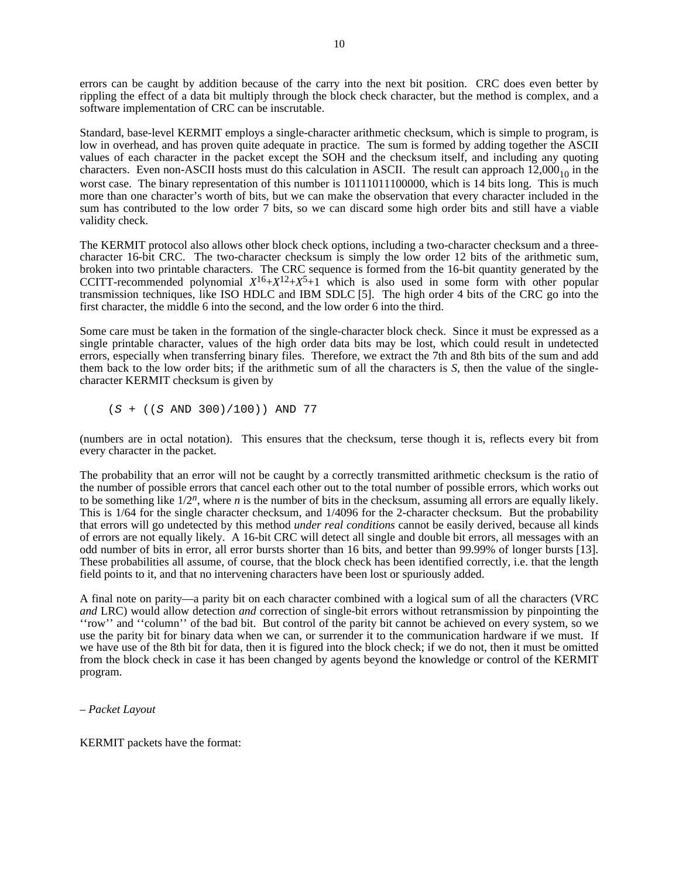errors can be caught by addition because of the carry into the next bit position. CRC does even better by rippling the effect of a data bit multiply through the block check character, but the method is complex, and a software implementation of CRC can be inscrutable.

Standard, base-level KERMIT employs a single-character arithmetic checksum, which is simple to program, is low in overhead, and has proven quite adequate in practice. The sum is formed by adding together the ASCII values of each character in the packet except the SOH and the checksum itself, and including any quoting characters. Even non-ASCII hosts must do this calculation in ASCII. The result can approach $12{,}000_{10}$ in the worst case. The binary representation of this number is 10111011100000, which is 14 bits long. This is much more than one character's worth of bits, but we can make the observation that every character included in the sum has contributed to the low order 7 bits, so we can discard some high order bits and still have a viable validity check.

The KERMIT protocol also allows other block check options, including a two-character checksum and a three-character 16-bit CRC. The two-character checksum is simply the low order 12 bits of the arithmetic sum, broken into two printable characters. The CRC sequence is formed from the 16-bit quantity generated by the CCITT-recommended polynomial $X^{16}+X^{12}+X^{5}+1$ which is also used in some form with other popular transmission techniques, like ISO HDLC and IBM SDLC [5]. The high order 4 bits of the CRC go into the first character, the middle 6 into the second, and the low order 6 into the third.

Some care must be taken in the formation of the single-character block check. Since it must be expressed as a single printable character, values of the high order data bits may be lost, which could result in undetected errors, especially when transferring binary files. Therefore, we extract the 7th and 8th bits of the sum and add them back to the low order bits; if the arithmetic sum of all the characters is *S*, then the value of the single-character KERMIT checksum is given by

```
(S + ((S AND 300)/100)) AND 77
```

(numbers are in octal notation). This ensures that the checksum, terse though it is, reflects every bit from every character in the packet.

The probability that an error will not be caught by a correctly transmitted arithmetic checksum is the ratio of the number of possible errors that cancel each other out to the total number of possible errors, which works out to be something like $1/2^n$, where $n$ is the number of bits in the checksum, assuming all errors are equally likely. This is 1/64 for the single character checksum, and 1/4096 for the 2-character checksum. But the probability that errors will go undetected by this method *under real conditions* cannot be easily derived, because all kinds of errors are not equally likely. A 16-bit CRC will detect all single and double bit errors, all messages with an odd number of bits in error, all error bursts shorter than 16 bits, and better than 99.99% of longer bursts [13]. These probabilities all assume, of course, that the block check has been identified correctly, i.e. that the length field points to it, and that no intervening characters have been lost or spuriously added.

A final note on parity—a parity bit on each character combined with a logical sum of all the characters (VRC *and* LRC) would allow detection *and* correction of single-bit errors without retransmission by pinpointing the ''row'' and ''column'' of the bad bit. But control of the parity bit cannot be achieved on every system, so we use the parity bit for binary data when we can, or surrender it to the communication hardware if we must. If we have use of the 8th bit for data, then it is figured into the block check; if we do not, then it must be omitted from the block check in case it has been changed by agents beyond the knowledge or control of the KERMIT program.

*– Packet Layout*

KERMIT packets have the format: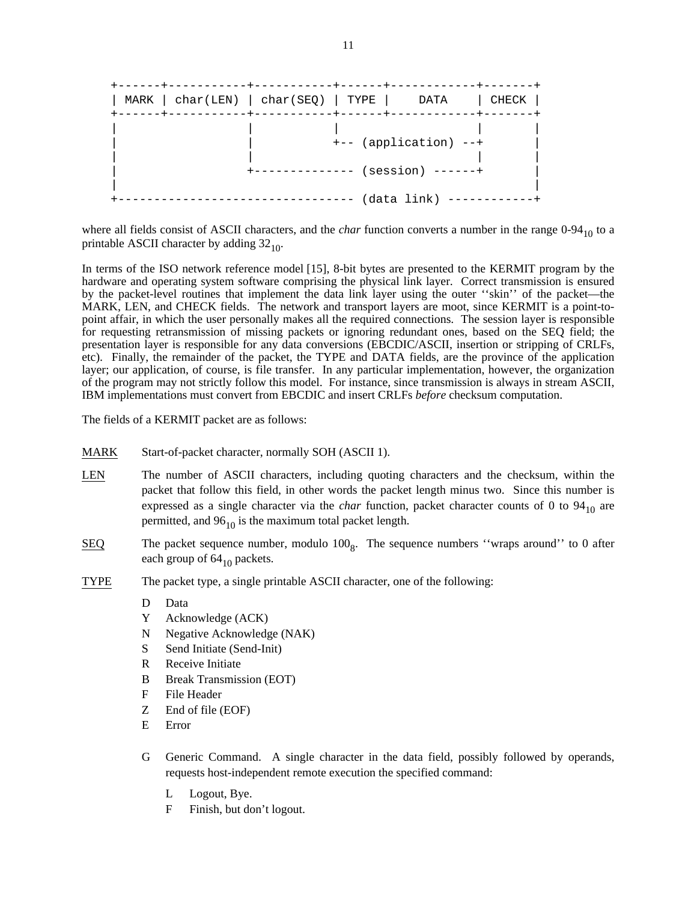```
+------+-----------+-----------+------+------------+-------+
| MARK | char(LEN) | char(SEQ) | TYPE |    DATA    | CHECK |
+------+-----------+-----------+------+------------+-------+
|                 |           |                   |       |
|                 |           +-- (application) --+       |
|                 |                               |       |
|                 +-------------- (session) ------+       |
|                                                         |
+-------------------------------- (data link) ------------+
```

where all fields consist of ASCII characters, and the *char* function converts a number in the range $0\text{-}94_{10}$ to a printable ASCII character by adding $32_{10}$.

In terms of the ISO network reference model [15], 8-bit bytes are presented to the KERMIT program by the hardware and operating system software comprising the physical link layer. Correct transmission is ensured by the packet-level routines that implement the data link layer using the outer ''skin'' of the packet—the MARK, LEN, and CHECK fields. The network and transport layers are moot, since KERMIT is a point-to-point affair, in which the user personally makes all the required connections. The session layer is responsible for requesting retransmission of missing packets or ignoring redundant ones, based on the SEQ field; the presentation layer is responsible for any data conversions (EBCDIC/ASCII, insertion or stripping of CRLFs, etc). Finally, the remainder of the packet, the TYPE and DATA fields, are the province of the application layer; our application, of course, is file transfer. In any particular implementation, however, the organization of the program may not strictly follow this model. For instance, since transmission is always in stream ASCII, IBM implementations must convert from EBCDIC and insert CRLFs *before* checksum computation.

The fields of a KERMIT packet are as follows:

MARK
: Start-of-packet character, normally SOH (ASCII 1).

LEN
: The number of ASCII characters, including quoting characters and the checksum, within the packet that follow this field, in other words the packet length minus two. Since this number is expressed as a single character via the *char* function, packet character counts of 0 to $94_{10}$ are permitted, and $96_{10}$ is the maximum total packet length.

SEQ
: The packet sequence number, modulo $100_8$. The sequence numbers ''wraps around'' to 0 after each group of $64_{10}$ packets.

TYPE
: The packet type, a single printable ASCII character, one of the following:

- D Data
- Y Acknowledge (ACK)
- N Negative Acknowledge (NAK)
- S Send Initiate (Send-Init)
- R Receive Initiate
- B Break Transmission (EOT)
- F File Header
- Z End of file (EOF)
- E Error

- G Generic Command. A single character in the data field, possibly followed by operands, requests host-independent remote execution the specified command:
  - L Logout, Bye.
  - F Finish, but don't logout.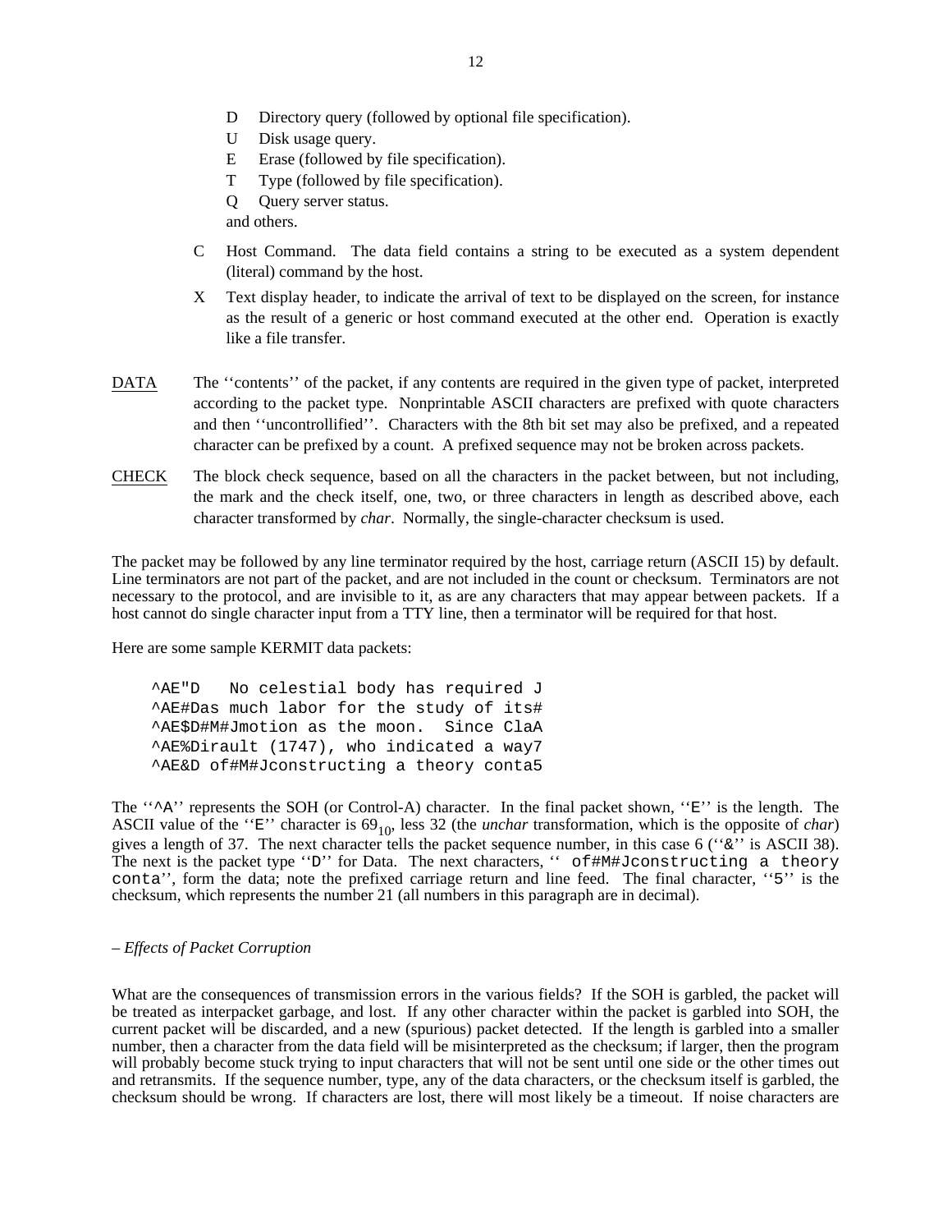- D Directory query (followed by optional file specification).
- U Disk usage query.
- E Erase (followed by file specification).
- T Type (followed by file specification).
- Q Query server status.

and others.

C Host Command. The data field contains a string to be executed as a system dependent (literal) command by the host.

X Text display header, to indicate the arrival of text to be displayed on the screen, for instance as the result of a generic or host command executed at the other end. Operation is exactly like a file transfer.

<u>DATA</u> The ''contents'' of the packet, if any contents are required in the given type of packet, interpreted according to the packet type. Nonprintable ASCII characters are prefixed with quote characters and then ''uncontrollified''. Characters with the 8th bit set may also be prefixed, and a repeated character can be prefixed by a count. A prefixed sequence may not be broken across packets.

<u>CHECK</u> The block check sequence, based on all the characters in the packet between, but not including, the mark and the check itself, one, two, or three characters in length as described above, each character transformed by *char*. Normally, the single-character checksum is used.

The packet may be followed by any line terminator required by the host, carriage return (ASCII 15) by default. Line terminators are not part of the packet, and are not included in the count or checksum. Terminators are not necessary to the protocol, and are invisible to it, as are any characters that may appear between packets. If a host cannot do single character input from a TTY line, then a terminator will be required for that host.

Here are some sample KERMIT data packets:

```
^AE"D   No celestial body has required J
^AE#Das much labor for the study of its#
^AE$D#M#Jmotion as the moon.  Since ClaA
^AE%Dirault (1747), who indicated a way7
^AE&D of#M#Jconstructing a theory conta5
```

The ''^A'' represents the SOH (or Control-A) character. In the final packet shown, ''E'' is the length. The ASCII value of the ''E'' character is $69_{10}$, less 32 (the *unchar* transformation, which is the opposite of *char*) gives a length of 37. The next character tells the packet sequence number, in this case 6 (''&'' is ASCII 38). The next is the packet type ''D'' for Data. The next characters, '' of#M#Jconstructing a theory conta'', form the data; note the prefixed carriage return and line feed. The final character, ''5'' is the checksum, which represents the number 21 (all numbers in this paragraph are in decimal).

*– Effects of Packet Corruption*

What are the consequences of transmission errors in the various fields? If the SOH is garbled, the packet will be treated as interpacket garbage, and lost. If any other character within the packet is garbled into SOH, the current packet will be discarded, and a new (spurious) packet detected. If the length is garbled into a smaller number, then a character from the data field will be misinterpreted as the checksum; if larger, then the program will probably become stuck trying to input characters that will not be sent until one side or the other times out and retransmits. If the sequence number, type, any of the data characters, or the checksum itself is garbled, the checksum should be wrong. If characters are lost, there will most likely be a timeout. If noise characters are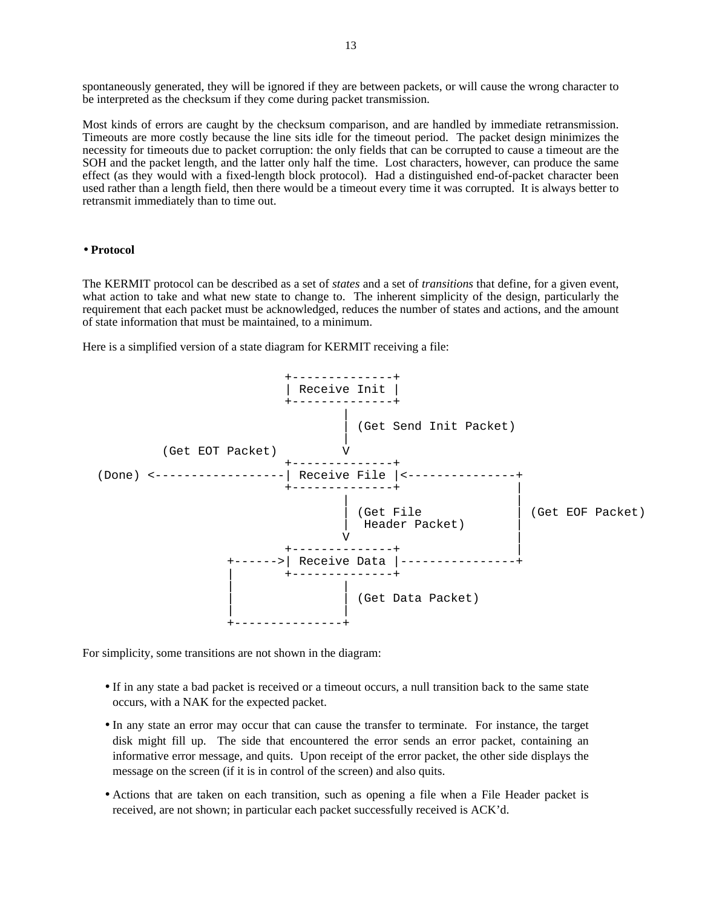spontaneously generated, they will be ignored if they are between packets, or will cause the wrong character to be interpreted as the checksum if they come during packet transmission.

Most kinds of errors are caught by the checksum comparison, and are handled by immediate retransmission. Timeouts are more costly because the line sits idle for the timeout period. The packet design minimizes the necessity for timeouts due to packet corruption: the only fields that can be corrupted to cause a timeout are the SOH and the packet length, and the latter only half the time. Lost characters, however, can produce the same effect (as they would with a fixed-length block protocol). Had a distinguished end-of-packet character been used rather than a length field, then there would be a timeout every time it was corrupted. It is always better to retransmit immediately than to time out.

## • Protocol

The KERMIT protocol can be described as a set of *states* and a set of *transitions* that define, for a given event, what action to take and what new state to change to. The inherent simplicity of the design, particularly the requirement that each packet must be acknowledged, reduces the number of states and actions, and the amount of state information that must be maintained, to a minimum.

Here is a simplified version of a state diagram for KERMIT receiving a file:

```
                         +--------------+
                         | Receive Init |
                         +--------------+
                                 |
                                 | (Get Send Init Packet)
                                 |
          (Get EOT Packet)       V
                         +--------------+
  (Done) <---------------| Receive File |<--------------+
                         +--------------+               |
                                 |                      |
                                 | (Get File            | (Get EOF Packet)
                                 |  Header Packet)      |
                                 V                      |
                         +--------------+               |
                +------->| Receive Data |---------------+
                |        +--------------+
                |                |
                |                | (Get Data Packet)
                |                |
                +----------------+
```

For simplicity, some transitions are not shown in the diagram:

- If in any state a bad packet is received or a timeout occurs, a null transition back to the same state occurs, with a NAK for the expected packet.
- In any state an error may occur that can cause the transfer to terminate. For instance, the target disk might fill up. The side that encountered the error sends an error packet, containing an informative error message, and quits. Upon receipt of the error packet, the other side displays the message on the screen (if it is in control of the screen) and also quits.
- Actions that are taken on each transition, such as opening a file when a File Header packet is received, are not shown; in particular each packet successfully received is ACK'd.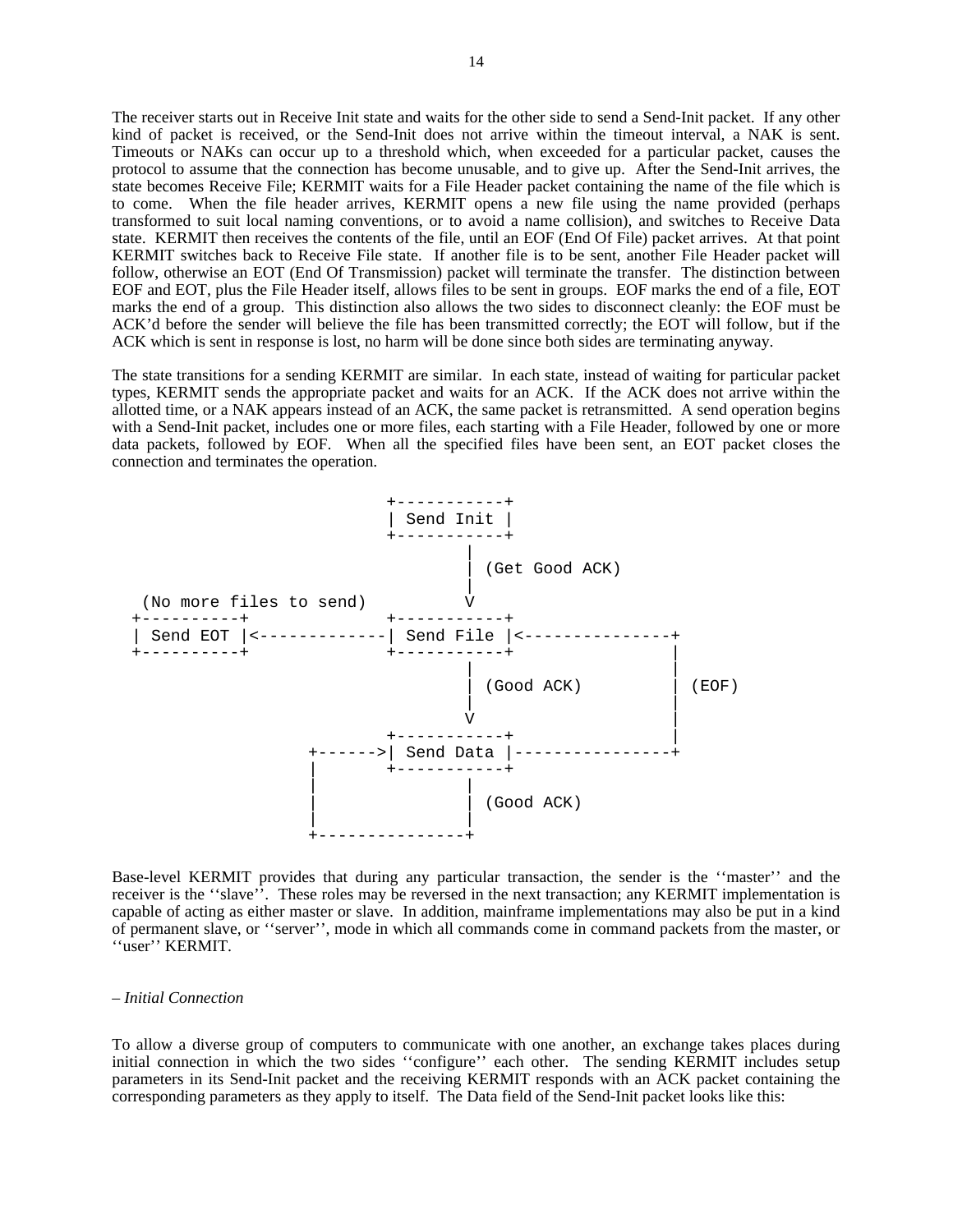The receiver starts out in Receive Init state and waits for the other side to send a Send-Init packet. If any other kind of packet is received, or the Send-Init does not arrive within the timeout interval, a NAK is sent. Timeouts or NAKs can occur up to a threshold which, when exceeded for a particular packet, causes the protocol to assume that the connection has become unusable, and to give up. After the Send-Init arrives, the state becomes Receive File; KERMIT waits for a File Header packet containing the name of the file which is to come. When the file header arrives, KERMIT opens a new file using the name provided (perhaps transformed to suit local naming conventions, or to avoid a name collision), and switches to Receive Data state. KERMIT then receives the contents of the file, until an EOF (End Of File) packet arrives. At that point KERMIT switches back to Receive File state. If another file is to be sent, another File Header packet will follow, otherwise an EOT (End Of Transmission) packet will terminate the transfer. The distinction between EOF and EOT, plus the File Header itself, allows files to be sent in groups. EOF marks the end of a file, EOT marks the end of a group. This distinction also allows the two sides to disconnect cleanly: the EOF must be ACK'd before the sender will believe the file has been transmitted correctly; the EOT will follow, but if the ACK which is sent in response is lost, no harm will be done since both sides are terminating anyway.

The state transitions for a sending KERMIT are similar. In each state, instead of waiting for particular packet types, KERMIT sends the appropriate packet and waits for an ACK. If the ACK does not arrive within the allotted time, or a NAK appears instead of an ACK, the same packet is retransmitted. A send operation begins with a Send-Init packet, includes one or more files, each starting with a File Header, followed by one or more data packets, followed by EOF. When all the specified files have been sent, an EOT packet closes the connection and terminates the operation.

```
                              +-----------+
                              | Send Init |
                              +-----------+
                                      |
                                      | (Get Good ACK)
                                      |
  (No more files to send)             V
 +----------+                 +-----------+
 | Send EOT |<----------------| Send File |<---------------+
 +----------+                 +-----------+                |
                                      |                    |
                                      | (Good ACK)         | (EOF)
                                      |                    |
                                      V                    |
                              +-----------+                |
                     +------->| Send Data |----------------+
                     |        +-----------+
                     |                |
                     |                | (Good ACK)
                     |                |
                     +----------------+
```

Base-level KERMIT provides that during any particular transaction, the sender is the ''master'' and the receiver is the ''slave''. These roles may be reversed in the next transaction; any KERMIT implementation is capable of acting as either master or slave. In addition, mainframe implementations may also be put in a kind of permanent slave, or ''server'', mode in which all commands come in command packets from the master, or ''user'' KERMIT.

*– Initial Connection*

To allow a diverse group of computers to communicate with one another, an exchange takes places during initial connection in which the two sides ''configure'' each other. The sending KERMIT includes setup parameters in its Send-Init packet and the receiving KERMIT responds with an ACK packet containing the corresponding parameters as they apply to itself. The Data field of the Send-Init packet looks like this: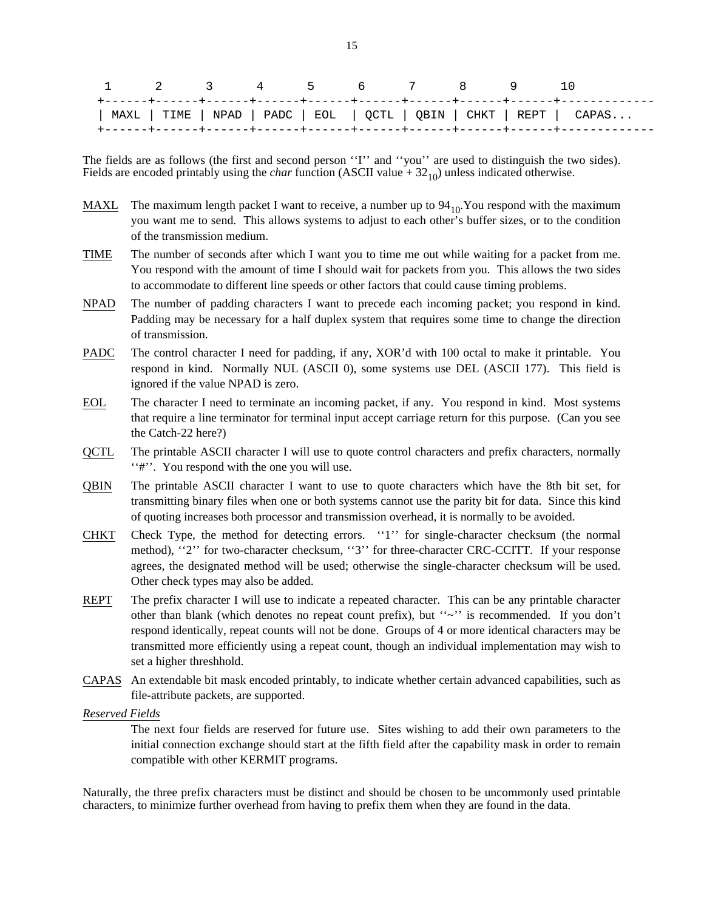```
   1      2      3      4      5      6      7      8      9      10
 +------+------+------+------+------+------+------+------+------+------------
 | MAXL | TIME | NPAD | PADC | EOL  | QCTL | QBIN | CHKT | REPT |  CAPAS...
 +------+------+------+------+------+------+------+------+------+------------
```

The fields are as follows (the first and second person ''I'' and ''you'' are used to distinguish the two sides). Fields are encoded printably using the *char* function (ASCII value + $32_{10}$) unless indicated otherwise.

MAXL — The maximum length packet I want to receive, a number up to $94_{10}$.You respond with the maximum you want me to send. This allows systems to adjust to each other's buffer sizes, or to the condition of the transmission medium.

TIME — The number of seconds after which I want you to time me out while waiting for a packet from me. You respond with the amount of time I should wait for packets from you. This allows the two sides to accommodate to different line speeds or other factors that could cause timing problems.

NPAD — The number of padding characters I want to precede each incoming packet; you respond in kind. Padding may be necessary for a half duplex system that requires some time to change the direction of transmission.

PADC — The control character I need for padding, if any, XOR'd with 100 octal to make it printable. You respond in kind. Normally NUL (ASCII 0), some systems use DEL (ASCII 177). This field is ignored if the value NPAD is zero.

EOL — The character I need to terminate an incoming packet, if any. You respond in kind. Most systems that require a line terminator for terminal input accept carriage return for this purpose. (Can you see the Catch-22 here?)

QCTL — The printable ASCII character I will use to quote control characters and prefix characters, normally ''#''. You respond with the one you will use.

QBIN — The printable ASCII character I want to use to quote characters which have the 8th bit set, for transmitting binary files when one or both systems cannot use the parity bit for data. Since this kind of quoting increases both processor and transmission overhead, it is normally to be avoided.

CHKT — Check Type, the method for detecting errors. ''1'' for single-character checksum (the normal method), ''2'' for two-character checksum, ''3'' for three-character CRC-CCITT. If your response agrees, the designated method will be used; otherwise the single-character checksum will be used. Other check types may also be added.

REPT — The prefix character I will use to indicate a repeated character. This can be any printable character other than blank (which denotes no repeat count prefix), but ''~'' is recommended. If you don't respond identically, repeat counts will not be done. Groups of 4 or more identical characters may be transmitted more efficiently using a repeat count, though an individual implementation may wish to set a higher threshhold.

CAPAS — An extendable bit mask encoded printably, to indicate whether certain advanced capabilities, such as file-attribute packets, are supported.

*Reserved Fields*

The next four fields are reserved for future use. Sites wishing to add their own parameters to the initial connection exchange should start at the fifth field after the capability mask in order to remain compatible with other KERMIT programs.

Naturally, the three prefix characters must be distinct and should be chosen to be uncommonly used printable characters, to minimize further overhead from having to prefix them when they are found in the data.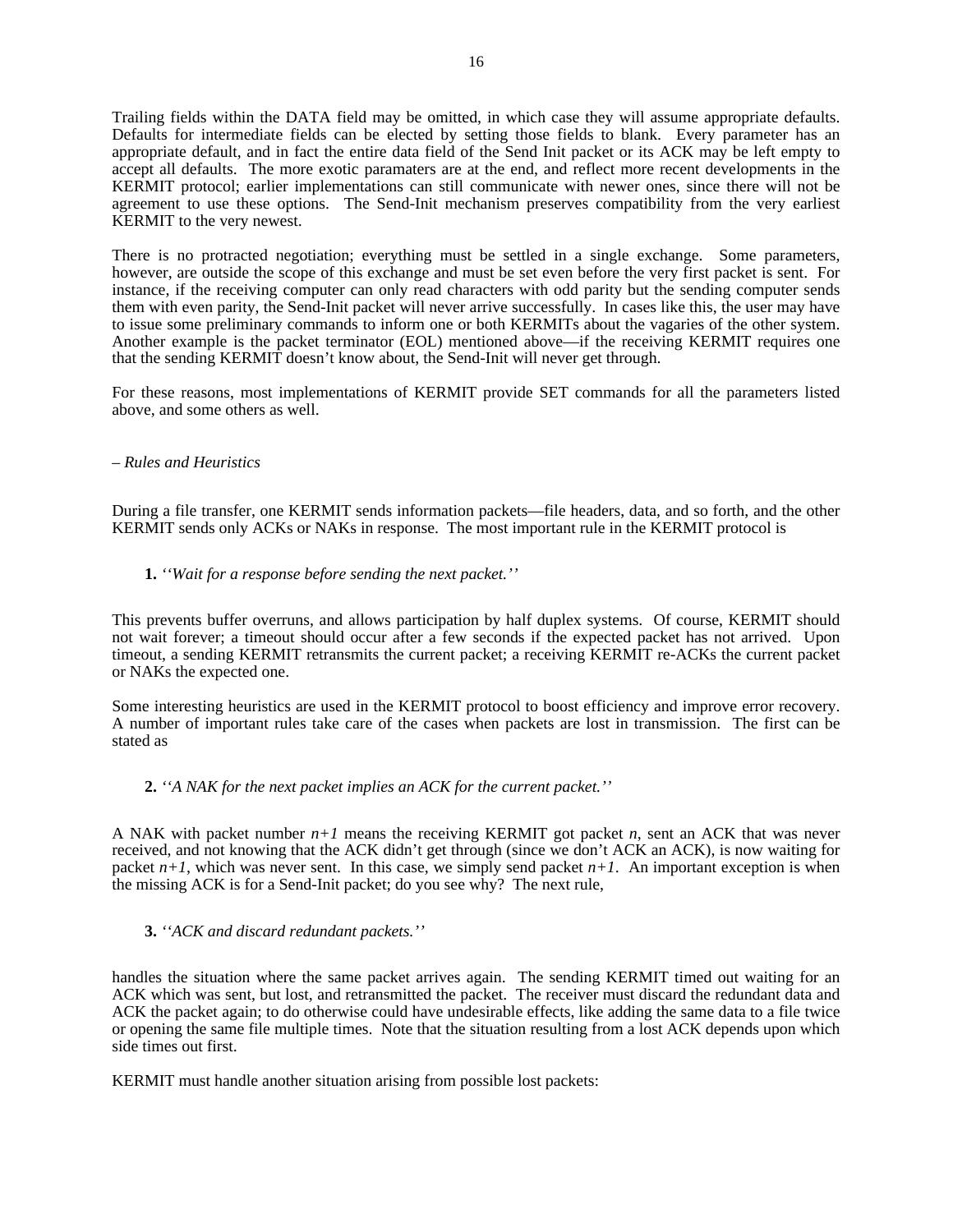Trailing fields within the DATA field may be omitted, in which case they will assume appropriate defaults. Defaults for intermediate fields can be elected by setting those fields to blank. Every parameter has an appropriate default, and in fact the entire data field of the Send Init packet or its ACK may be left empty to accept all defaults. The more exotic paramaters are at the end, and reflect more recent developments in the KERMIT protocol; earlier implementations can still communicate with newer ones, since there will not be agreement to use these options. The Send-Init mechanism preserves compatibility from the very earliest KERMIT to the very newest.

There is no protracted negotiation; everything must be settled in a single exchange. Some parameters, however, are outside the scope of this exchange and must be set even before the very first packet is sent. For instance, if the receiving computer can only read characters with odd parity but the sending computer sends them with even parity, the Send-Init packet will never arrive successfully. In cases like this, the user may have to issue some preliminary commands to inform one or both KERMITs about the vagaries of the other system. Another example is the packet terminator (EOL) mentioned above—if the receiving KERMIT requires one that the sending KERMIT doesn't know about, the Send-Init will never get through.

For these reasons, most implementations of KERMIT provide SET commands for all the parameters listed above, and some others as well.

*– Rules and Heuristics*

During a file transfer, one KERMIT sends information packets—file headers, data, and so forth, and the other KERMIT sends only ACKs or NAKs in response. The most important rule in the KERMIT protocol is

**1.** *''Wait for a response before sending the next packet.''*

This prevents buffer overruns, and allows participation by half duplex systems. Of course, KERMIT should not wait forever; a timeout should occur after a few seconds if the expected packet has not arrived. Upon timeout, a sending KERMIT retransmits the current packet; a receiving KERMIT re-ACKs the current packet or NAKs the expected one.

Some interesting heuristics are used in the KERMIT protocol to boost efficiency and improve error recovery. A number of important rules take care of the cases when packets are lost in transmission. The first can be stated as

**2.** *''A NAK for the next packet implies an ACK for the current packet.''*

A NAK with packet number $n+1$ means the receiving KERMIT got packet $n$, sent an ACK that was never received, and not knowing that the ACK didn't get through (since we don't ACK an ACK), is now waiting for packet $n+1$, which was never sent. In this case, we simply send packet $n+1$. An important exception is when the missing ACK is for a Send-Init packet; do you see why? The next rule,

**3.** *''ACK and discard redundant packets.''*

handles the situation where the same packet arrives again. The sending KERMIT timed out waiting for an ACK which was sent, but lost, and retransmitted the packet. The receiver must discard the redundant data and ACK the packet again; to do otherwise could have undesirable effects, like adding the same data to a file twice or opening the same file multiple times. Note that the situation resulting from a lost ACK depends upon which side times out first.

KERMIT must handle another situation arising from possible lost packets: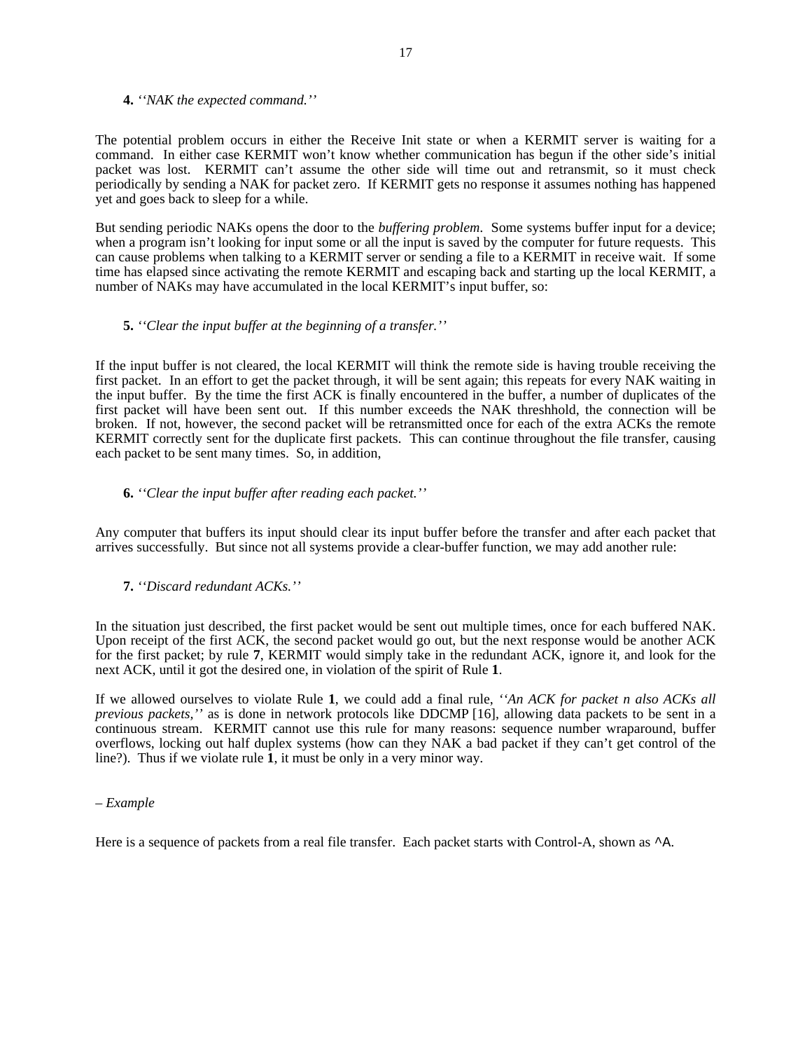**4.** *''NAK the expected command.''*

The potential problem occurs in either the Receive Init state or when a KERMIT server is waiting for a command. In either case KERMIT won't know whether communication has begun if the other side's initial packet was lost. KERMIT can't assume the other side will time out and retransmit, so it must check periodically by sending a NAK for packet zero. If KERMIT gets no response it assumes nothing has happened yet and goes back to sleep for a while.

But sending periodic NAKs opens the door to the *buffering problem*. Some systems buffer input for a device; when a program isn't looking for input some or all the input is saved by the computer for future requests. This can cause problems when talking to a KERMIT server or sending a file to a KERMIT in receive wait. If some time has elapsed since activating the remote KERMIT and escaping back and starting up the local KERMIT, a number of NAKs may have accumulated in the local KERMIT's input buffer, so:

**5.** *''Clear the input buffer at the beginning of a transfer.''*

If the input buffer is not cleared, the local KERMIT will think the remote side is having trouble receiving the first packet. In an effort to get the packet through, it will be sent again; this repeats for every NAK waiting in the input buffer. By the time the first ACK is finally encountered in the buffer, a number of duplicates of the first packet will have been sent out. If this number exceeds the NAK threshhold, the connection will be broken. If not, however, the second packet will be retransmitted once for each of the extra ACKs the remote KERMIT correctly sent for the duplicate first packets. This can continue throughout the file transfer, causing each packet to be sent many times. So, in addition,

**6.** *''Clear the input buffer after reading each packet.''*

Any computer that buffers its input should clear its input buffer before the transfer and after each packet that arrives successfully. But since not all systems provide a clear-buffer function, we may add another rule:

**7.** *''Discard redundant ACKs.''*

In the situation just described, the first packet would be sent out multiple times, once for each buffered NAK. Upon receipt of the first ACK, the second packet would go out, but the next response would be another ACK for the first packet; by rule **7**, KERMIT would simply take in the redundant ACK, ignore it, and look for the next ACK, until it got the desired one, in violation of the spirit of Rule **1**.

If we allowed ourselves to violate Rule **1**, we could add a final rule, *''An ACK for packet n also ACKs all previous packets,''* as is done in network protocols like DDCMP [16], allowing data packets to be sent in a continuous stream. KERMIT cannot use this rule for many reasons: sequence number wraparound, buffer overflows, locking out half duplex systems (how can they NAK a bad packet if they can't get control of the line?). Thus if we violate rule **1**, it must be only in a very minor way.

*– Example*

Here is a sequence of packets from a real file transfer. Each packet starts with Control-A, shown as ^A.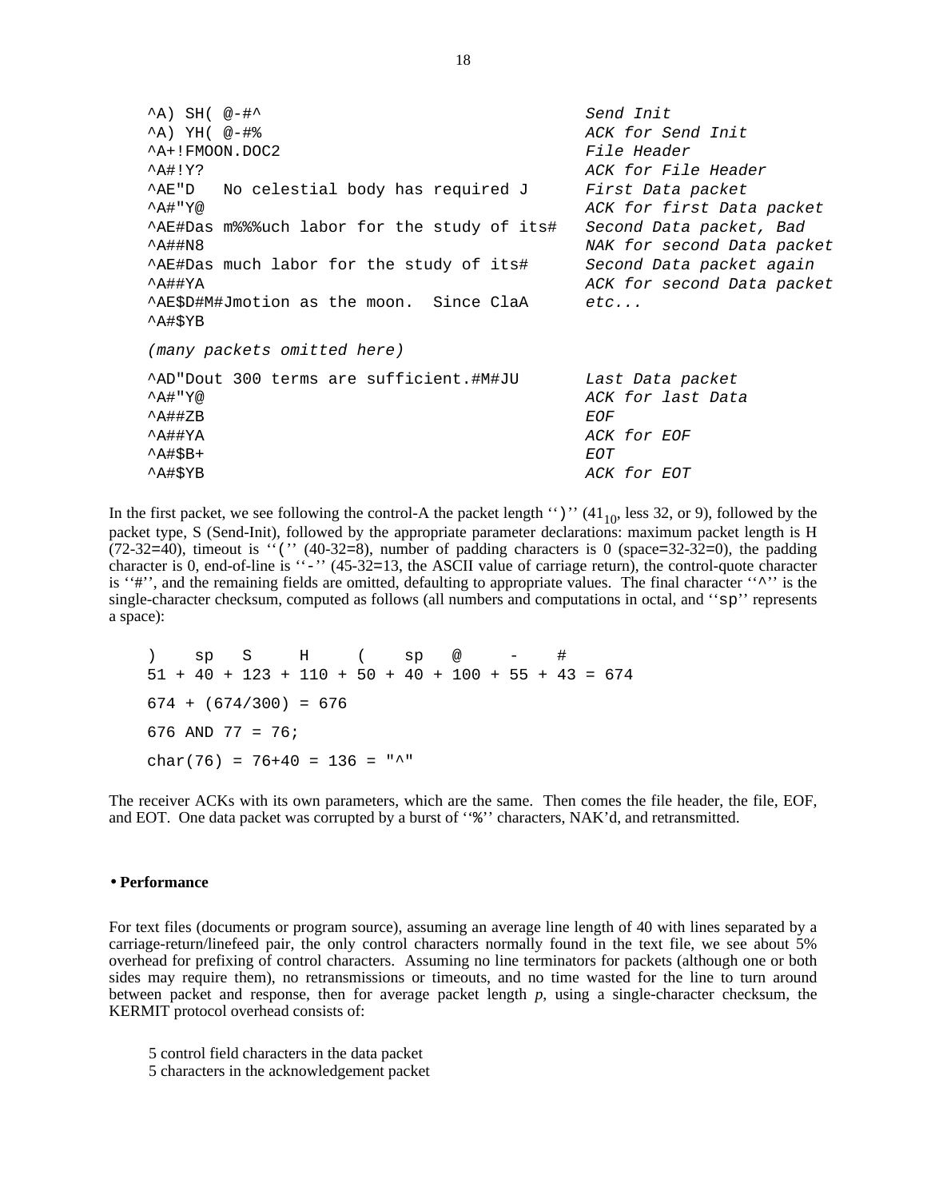```
^A) SH( @-#^                                   Send Init
^A) YH( @-#%                                   ACK for Send Init
^A+!FMOON.DOC2                                 File Header
^A#!Y?                                         ACK for File Header
^AE"D   No celestial body has required J       First Data packet
^A#"Y@                                         ACK for first Data packet
^AE#Das m%%%uch labor for the study of its#    Second Data packet, Bad
^A##N8                                         NAK for second Data packet
^AE#Das much labor for the study of its#       Second Data packet again
^A##YA                                         ACK for second Data packet
^AE$D#M#Jmotion as the moon.  Since ClaA       etc...
^A#$YB

(many packets omitted here)

^AD"Dout 300 terms are sufficient.#M#JU        Last Data packet
^A#"Y@                                         ACK for last Data
^A##ZB                                         EOF
^A##YA                                         ACK for EOF
^A#$B+                                         EOT
^A#$YB                                         ACK for EOT
```

In the first packet, we see following the control-A the packet length ‘‘)’’ ($41_{10}$, less 32, or 9), followed by the packet type, S (Send-Init), followed by the appropriate parameter declarations: maximum packet length is H (72-32=40), timeout is ‘‘(’’ (40-32=8), number of padding characters is 0 (space=32-32=0), the padding character is 0, end-of-line is ‘‘-’’ (45-32=13, the ASCII value of carriage return), the control-quote character is ‘‘#’’, and the remaining fields are omitted, defaulting to appropriate values. The final character ‘‘^’’ is the single-character checksum, computed as follows (all numbers and computations in octal, and ‘‘sp’’ represents a space):

```
)    sp   S     H     (    sp   @     -    #
51 + 40 + 123 + 110 + 50 + 40 + 100 + 55 + 43 = 674

674 + (674/300) = 676

676 AND 77 = 76;

char(76) = 76+40 = 136 = "^"
```

The receiver ACKs with its own parameters, which are the same. Then comes the file header, the file, EOF, and EOT. One data packet was corrupted by a burst of ‘‘%’’ characters, NAK’d, and retransmitted.

### • Performance

For text files (documents or program source), assuming an average line length of 40 with lines separated by a carriage-return/linefeed pair, the only control characters normally found in the text file, we see about 5% overhead for prefixing of control characters. Assuming no line terminators for packets (although one or both sides may require them), no retransmissions or timeouts, and no time wasted for the line to turn around between packet and response, then for average packet length *p*, using a single-character checksum, the KERMIT protocol overhead consists of:

5 control field characters in the data packet
5 characters in the acknowledgement packet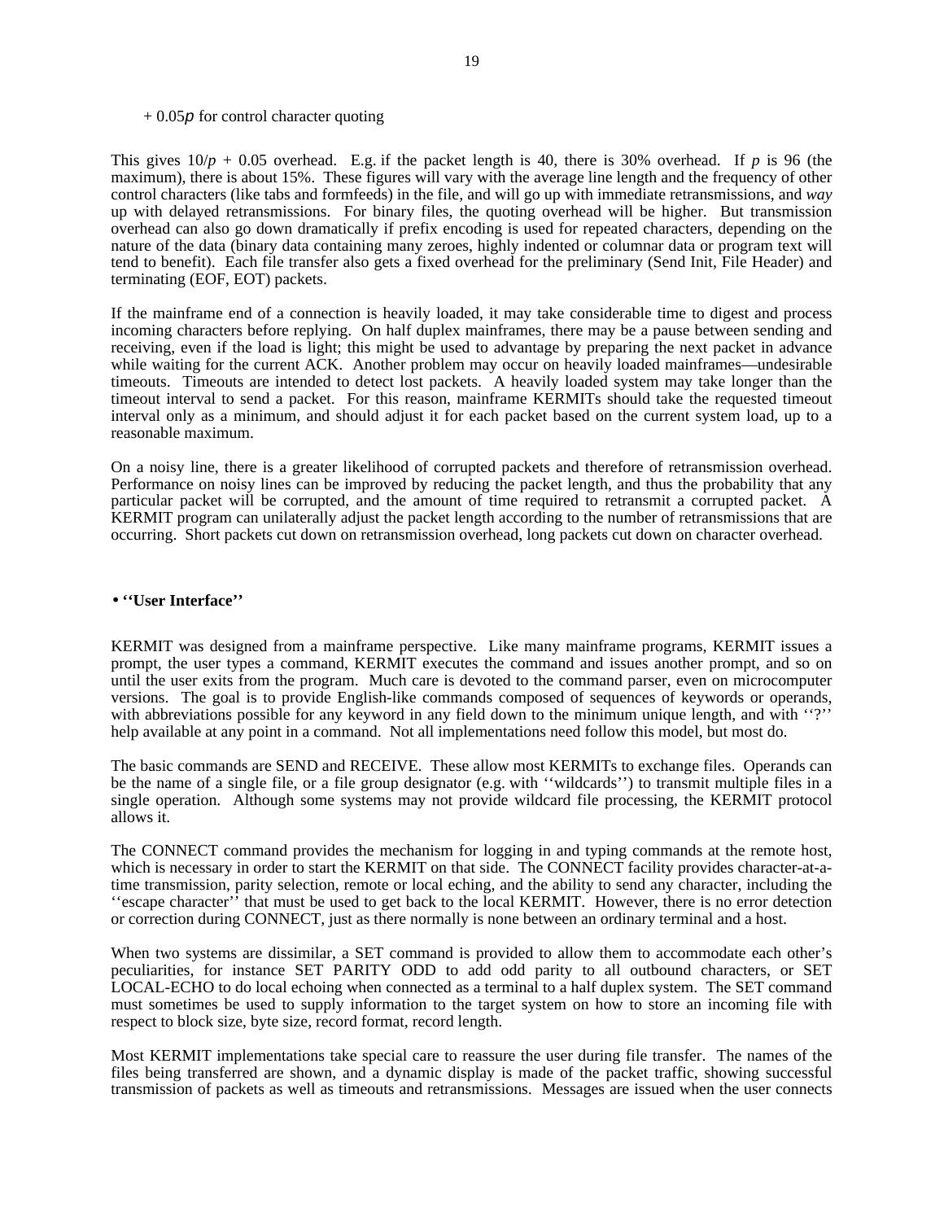+ $0.05p$ for control character quoting

This gives $10/p + 0.05$ overhead. E.g. if the packet length is 40, there is 30% overhead. If $p$ is 96 (the maximum), there is about 15%. These figures will vary with the average line length and the frequency of other control characters (like tabs and formfeeds) in the file, and will go up with immediate retransmissions, and *way* up with delayed retransmissions. For binary files, the quoting overhead will be higher. But transmission overhead can also go down dramatically if prefix encoding is used for repeated characters, depending on the nature of the data (binary data containing many zeroes, highly indented or columnar data or program text will tend to benefit). Each file transfer also gets a fixed overhead for the preliminary (Send Init, File Header) and terminating (EOF, EOT) packets.

If the mainframe end of a connection is heavily loaded, it may take considerable time to digest and process incoming characters before replying. On half duplex mainframes, there may be a pause between sending and receiving, even if the load is light; this might be used to advantage by preparing the next packet in advance while waiting for the current ACK. Another problem may occur on heavily loaded mainframes—undesirable timeouts. Timeouts are intended to detect lost packets. A heavily loaded system may take longer than the timeout interval to send a packet. For this reason, mainframe KERMITs should take the requested timeout interval only as a minimum, and should adjust it for each packet based on the current system load, up to a reasonable maximum.

On a noisy line, there is a greater likelihood of corrupted packets and therefore of retransmission overhead. Performance on noisy lines can be improved by reducing the packet length, and thus the probability that any particular packet will be corrupted, and the amount of time required to retransmit a corrupted packet. A KERMIT program can unilaterally adjust the packet length according to the number of retransmissions that are occurring. Short packets cut down on retransmission overhead, long packets cut down on character overhead.

- **''User Interface''**

KERMIT was designed from a mainframe perspective. Like many mainframe programs, KERMIT issues a prompt, the user types a command, KERMIT executes the command and issues another prompt, and so on until the user exits from the program. Much care is devoted to the command parser, even on microcomputer versions. The goal is to provide English-like commands composed of sequences of keywords or operands, with abbreviations possible for any keyword in any field down to the minimum unique length, and with ''?'' help available at any point in a command. Not all implementations need follow this model, but most do.

The basic commands are SEND and RECEIVE. These allow most KERMITs to exchange files. Operands can be the name of a single file, or a file group designator (e.g. with ''wildcards'') to transmit multiple files in a single operation. Although some systems may not provide wildcard file processing, the KERMIT protocol allows it.

The CONNECT command provides the mechanism for logging in and typing commands at the remote host, which is necessary in order to start the KERMIT on that side. The CONNECT facility provides character-at-a-time transmission, parity selection, remote or local eching, and the ability to send any character, including the ''escape character'' that must be used to get back to the local KERMIT. However, there is no error detection or correction during CONNECT, just as there normally is none between an ordinary terminal and a host.

When two systems are dissimilar, a SET command is provided to allow them to accommodate each other's peculiarities, for instance SET PARITY ODD to add odd parity to all outbound characters, or SET LOCAL-ECHO to do local echoing when connected as a terminal to a half duplex system. The SET command must sometimes be used to supply information to the target system on how to store an incoming file with respect to block size, byte size, record format, record length.

Most KERMIT implementations take special care to reassure the user during file transfer. The names of the files being transferred are shown, and a dynamic display is made of the packet traffic, showing successful transmission of packets as well as timeouts and retransmissions. Messages are issued when the user connects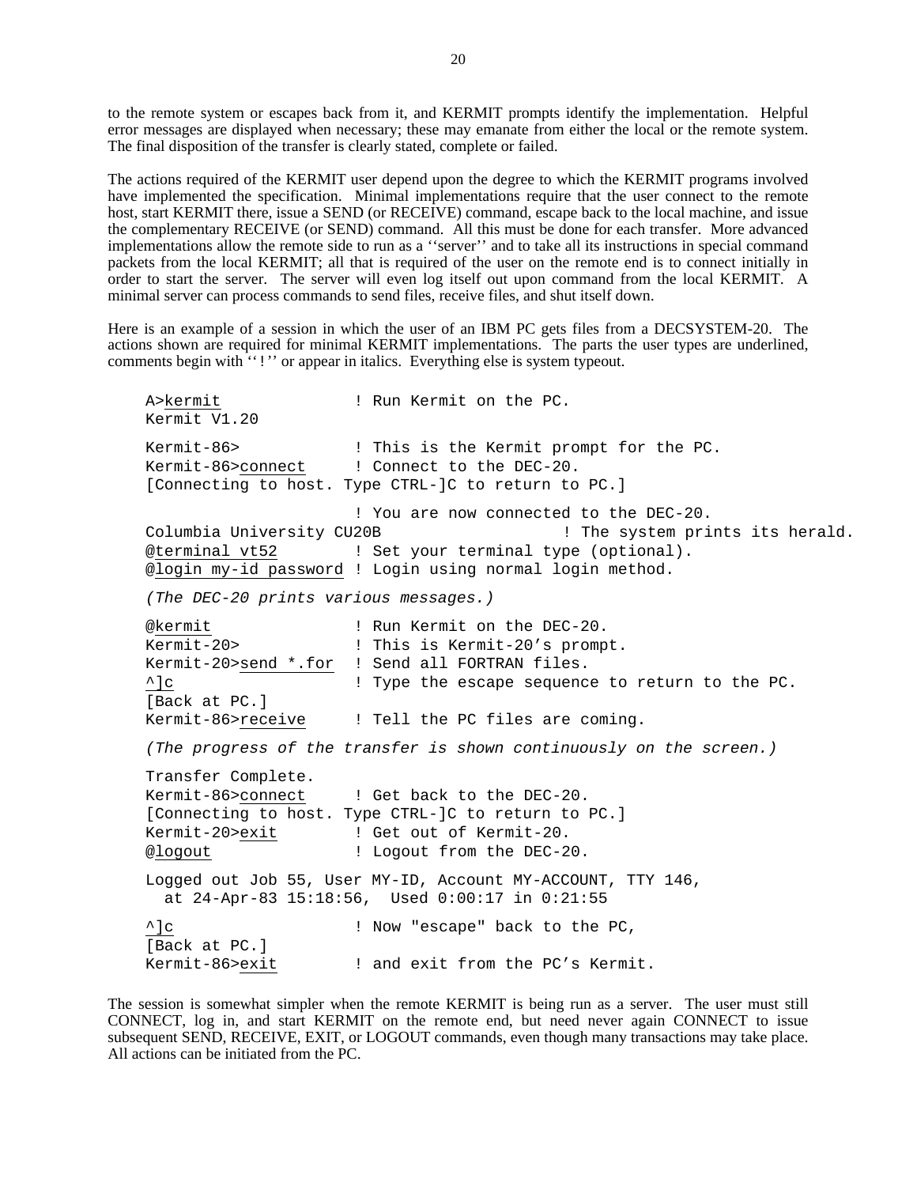to the remote system or escapes back from it, and KERMIT prompts identify the implementation. Helpful error messages are displayed when necessary; these may emanate from either the local or the remote system. The final disposition of the transfer is clearly stated, complete or failed.

The actions required of the KERMIT user depend upon the degree to which the KERMIT programs involved have implemented the specification. Minimal implementations require that the user connect to the remote host, start KERMIT there, issue a SEND (or RECEIVE) command, escape back to the local machine, and issue the complementary RECEIVE (or SEND) command. All this must be done for each transfer. More advanced implementations allow the remote side to run as a ''server'' and to take all its instructions in special command packets from the local KERMIT; all that is required of the user on the remote end is to connect initially in order to start the server. The server will even log itself out upon command from the local KERMIT. A minimal server can process commands to send files, receive files, and shut itself down.

Here is an example of a session in which the user of an IBM PC gets files from a DECSYSTEM-20. The actions shown are required for minimal KERMIT implementations. The parts the user types are underlined, comments begin with ''!'' or appear in italics. Everything else is system typeout.

```
A>kermit               ! Run Kermit on the PC.
Kermit V1.20

Kermit-86>             ! This is the Kermit prompt for the PC.
Kermit-86>connect      ! Connect to the DEC-20.
[Connecting to host. Type CTRL-]C to return to PC.]

                       ! You are now connected to the DEC-20.
Columbia University CU20B                    ! The system prints its herald.
@terminal vt52         ! Set your terminal type (optional).
@login my-id password  ! Login using normal login method.

(The DEC-20 prints various messages.)

@kermit                ! Run Kermit on the DEC-20.
Kermit-20>             ! This is Kermit-20's prompt.
Kermit-20>send *.for   ! Send all FORTRAN files.
^]c                    ! Type the escape sequence to return to the PC.
[Back at PC.]
Kermit-86>receive      ! Tell the PC files are coming.

(The progress of the transfer is shown continuously on the screen.)

Transfer Complete.
Kermit-86>connect      ! Get back to the DEC-20.
[Connecting to host. Type CTRL-]C to return to PC.]
Kermit-20>exit         ! Get out of Kermit-20.
@logout                ! Logout from the DEC-20.

Logged out Job 55, User MY-ID, Account MY-ACCOUNT, TTY 146,
  at 24-Apr-83 15:18:56,  Used 0:00:17 in 0:21:55

^]c                    ! Now "escape" back to the PC,
[Back at PC.]
Kermit-86>exit         ! and exit from the PC's Kermit.
```

The session is somewhat simpler when the remote KERMIT is being run as a server. The user must still CONNECT, log in, and start KERMIT on the remote end, but need never again CONNECT to issue subsequent SEND, RECEIVE, EXIT, or LOGOUT commands, even though many transactions may take place. All actions can be initiated from the PC.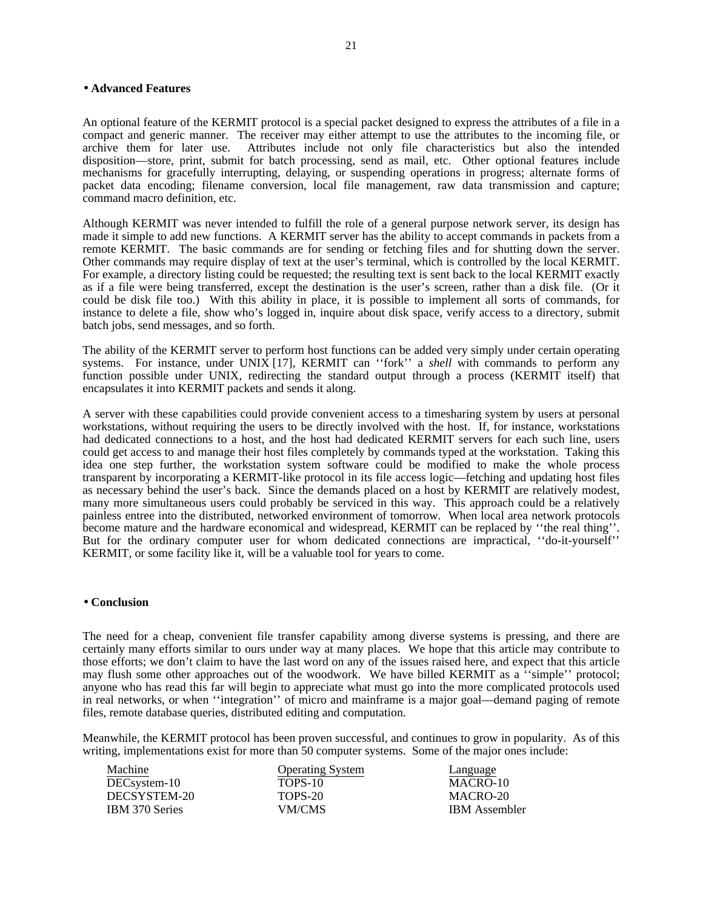## • Advanced Features

An optional feature of the KERMIT protocol is a special packet designed to express the attributes of a file in a compact and generic manner. The receiver may either attempt to use the attributes to the incoming file, or archive them for later use. Attributes include not only file characteristics but also the intended disposition—store, print, submit for batch processing, send as mail, etc. Other optional features include mechanisms for gracefully interrupting, delaying, or suspending operations in progress; alternate forms of packet data encoding; filename conversion, local file management, raw data transmission and capture; command macro definition, etc.

Although KERMIT was never intended to fulfill the role of a general purpose network server, its design has made it simple to add new functions. A KERMIT server has the ability to accept commands in packets from a remote KERMIT. The basic commands are for sending or fetching files and for shutting down the server. Other commands may require display of text at the user's terminal, which is controlled by the local KERMIT. For example, a directory listing could be requested; the resulting text is sent back to the local KERMIT exactly as if a file were being transferred, except the destination is the user's screen, rather than a disk file. (Or it could be disk file too.) With this ability in place, it is possible to implement all sorts of commands, for instance to delete a file, show who's logged in, inquire about disk space, verify access to a directory, submit batch jobs, send messages, and so forth.

The ability of the KERMIT server to perform host functions can be added very simply under certain operating systems. For instance, under UNIX [17], KERMIT can ''fork'' a *shell* with commands to perform any function possible under UNIX, redirecting the standard output through a process (KERMIT itself) that encapsulates it into KERMIT packets and sends it along.

A server with these capabilities could provide convenient access to a timesharing system by users at personal workstations, without requiring the users to be directly involved with the host. If, for instance, workstations had dedicated connections to a host, and the host had dedicated KERMIT servers for each such line, users could get access to and manage their host files completely by commands typed at the workstation. Taking this idea one step further, the workstation system software could be modified to make the whole process transparent by incorporating a KERMIT-like protocol in its file access logic—fetching and updating host files as necessary behind the user's back. Since the demands placed on a host by KERMIT are relatively modest, many more simultaneous users could probably be serviced in this way. This approach could be a relatively painless entree into the distributed, networked environment of tomorrow. When local area network protocols become mature and the hardware economical and widespread, KERMIT can be replaced by ''the real thing''. But for the ordinary computer user for whom dedicated connections are impractical, ''do-it-yourself'' KERMIT, or some facility like it, will be a valuable tool for years to come.

## • Conclusion

The need for a cheap, convenient file transfer capability among diverse systems is pressing, and there are certainly many efforts similar to ours under way at many places. We hope that this article may contribute to those efforts; we don't claim to have the last word on any of the issues raised here, and expect that this article may flush some other approaches out of the woodwork. We have billed KERMIT as a ''simple'' protocol; anyone who has read this far will begin to appreciate what must go into the more complicated protocols used in real networks, or when ''integration'' of micro and mainframe is a major goal—demand paging of remote files, remote database queries, distributed editing and computation.

Meanwhile, the KERMIT protocol has been proven successful, and continues to grow in popularity. As of this writing, implementations exist for more than 50 computer systems. Some of the major ones include:

| Machine | Operating System | Language |
|---|---|---|
| DECsystem-10 | TOPS-10 | MACRO-10 |
| DECSYSTEM-20 | TOPS-20 | MACRO-20 |
| IBM 370 Series | VM/CMS | IBM Assembler |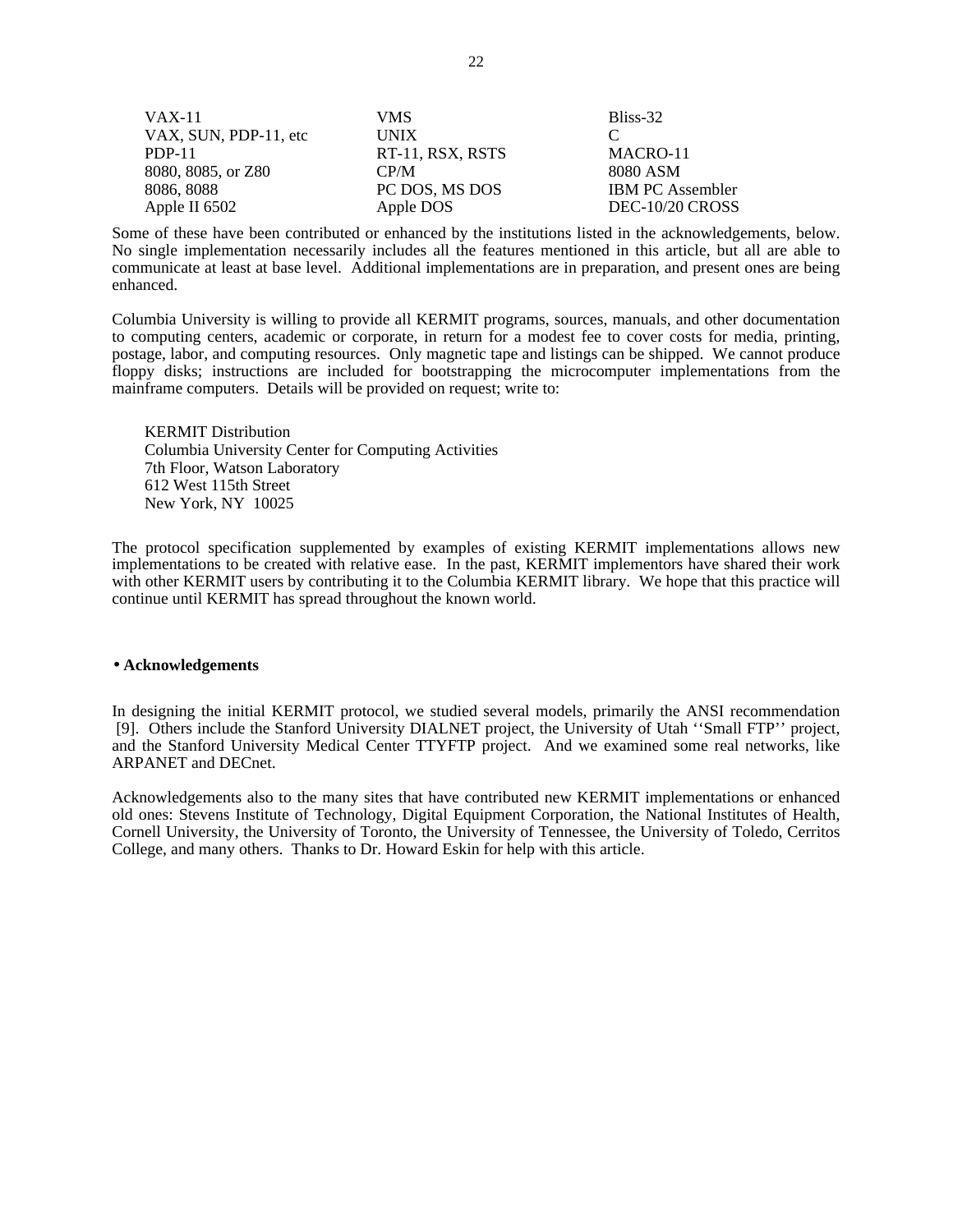| | | |
|---|---|---|
| VAX-11 | VMS | Bliss-32 |
| VAX, SUN, PDP-11, etc | UNIX | C |
| PDP-11 | RT-11, RSX, RSTS | MACRO-11 |
| 8080, 8085, or Z80 | CP/M | 8080 ASM |
| 8086, 8088 | PC DOS, MS DOS | IBM PC Assembler |
| Apple II 6502 | Apple DOS | DEC-10/20 CROSS |

Some of these have been contributed or enhanced by the institutions listed in the acknowledgements, below. No single implementation necessarily includes all the features mentioned in this article, but all are able to communicate at least at base level. Additional implementations are in preparation, and present ones are being enhanced.

Columbia University is willing to provide all KERMIT programs, sources, manuals, and other documentation to computing centers, academic or corporate, in return for a modest fee to cover costs for media, printing, postage, labor, and computing resources. Only magnetic tape and listings can be shipped. We cannot produce floppy disks; instructions are included for bootstrapping the microcomputer implementations from the mainframe computers. Details will be provided on request; write to:

KERMIT Distribution
Columbia University Center for Computing Activities
7th Floor, Watson Laboratory
612 West 115th Street
New York, NY 10025

The protocol specification supplemented by examples of existing KERMIT implementations allows new implementations to be created with relative ease. In the past, KERMIT implementors have shared their work with other KERMIT users by contributing it to the Columbia KERMIT library. We hope that this practice will continue until KERMIT has spread throughout the known world.

## • Acknowledgements

In designing the initial KERMIT protocol, we studied several models, primarily the ANSI recommendation [9]. Others include the Stanford University DIALNET project, the University of Utah ''Small FTP'' project, and the Stanford University Medical Center TTYFTP project. And we examined some real networks, like ARPANET and DECnet.

Acknowledgements also to the many sites that have contributed new KERMIT implementations or enhanced old ones: Stevens Institute of Technology, Digital Equipment Corporation, the National Institutes of Health, Cornell University, the University of Toronto, the University of Tennessee, the University of Toledo, Cerritos College, and many others. Thanks to Dr. Howard Eskin for help with this article.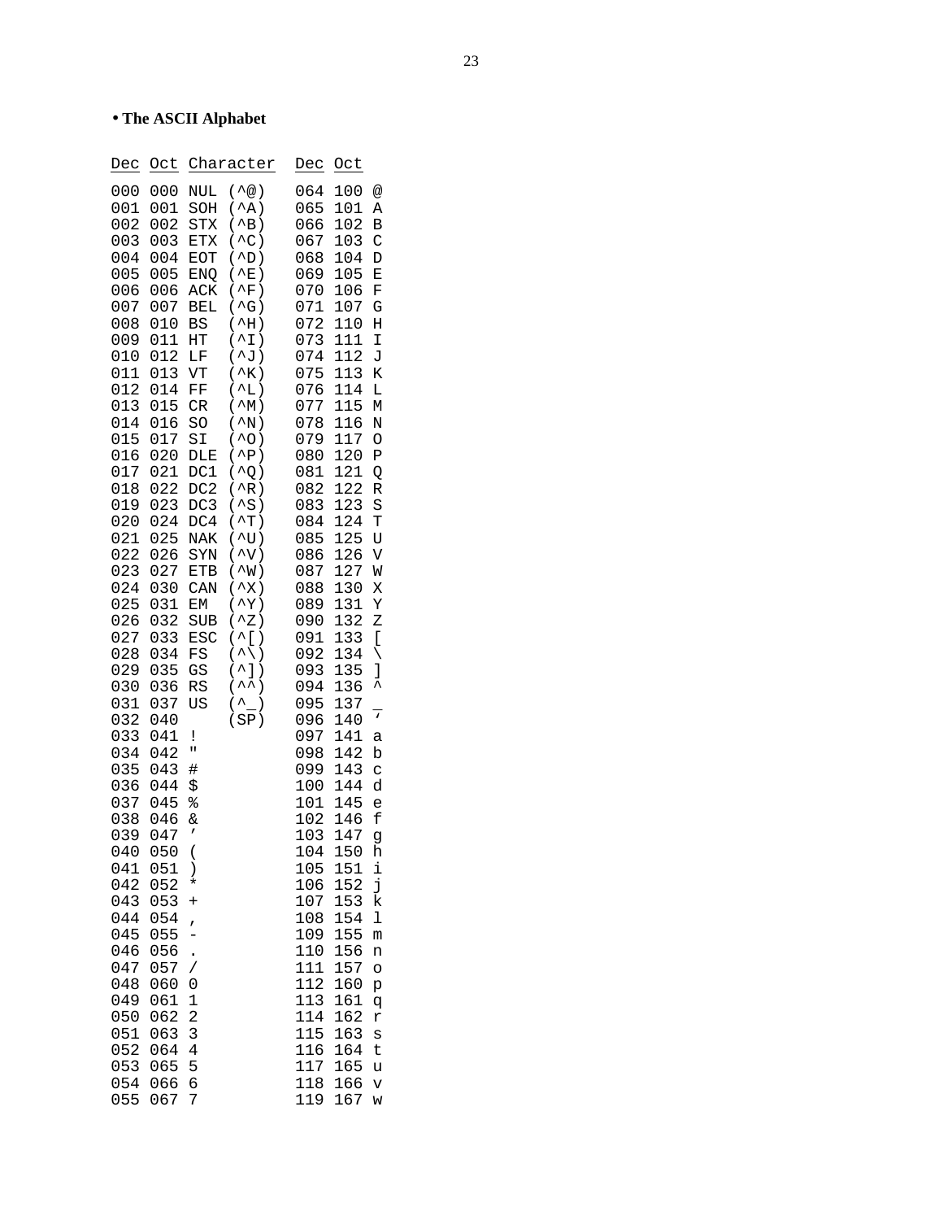• **The ASCII Alphabet**

| Dec | Oct | Character | | Dec | Oct | |
|---|---|---|---|---|---|---|
| 000 | 000 | NUL | (^@) | 064 | 100 | @ |
| 001 | 001 | SOH | (^A) | 065 | 101 | A |
| 002 | 002 | STX | (^B) | 066 | 102 | B |
| 003 | 003 | ETX | (^C) | 067 | 103 | C |
| 004 | 004 | EOT | (^D) | 068 | 104 | D |
| 005 | 005 | ENQ | (^E) | 069 | 105 | E |
| 006 | 006 | ACK | (^F) | 070 | 106 | F |
| 007 | 007 | BEL | (^G) | 071 | 107 | G |
| 008 | 010 | BS | (^H) | 072 | 110 | H |
| 009 | 011 | HT | (^I) | 073 | 111 | I |
| 010 | 012 | LF | (^J) | 074 | 112 | J |
| 011 | 013 | VT | (^K) | 075 | 113 | K |
| 012 | 014 | FF | (^L) | 076 | 114 | L |
| 013 | 015 | CR | (^M) | 077 | 115 | M |
| 014 | 016 | SO | (^N) | 078 | 116 | N |
| 015 | 017 | SI | (^O) | 079 | 117 | O |
| 016 | 020 | DLE | (^P) | 080 | 120 | P |
| 017 | 021 | DC1 | (^Q) | 081 | 121 | Q |
| 018 | 022 | DC2 | (^R) | 082 | 122 | R |
| 019 | 023 | DC3 | (^S) | 083 | 123 | S |
| 020 | 024 | DC4 | (^T) | 084 | 124 | T |
| 021 | 025 | NAK | (^U) | 085 | 125 | U |
| 022 | 026 | SYN | (^V) | 086 | 126 | V |
| 023 | 027 | ETB | (^W) | 087 | 127 | W |
| 024 | 030 | CAN | (^X) | 088 | 130 | X |
| 025 | 031 | EM | (^Y) | 089 | 131 | Y |
| 026 | 032 | SUB | (^Z) | 090 | 132 | Z |
| 027 | 033 | ESC | (^[) | 091 | 133 | [ |
| 028 | 034 | FS | (^\) | 092 | 134 | \ |
| 029 | 035 | GS | (^]) | 093 | 135 | ] |
| 030 | 036 | RS | (^^) | 094 | 136 | ^ |
| 031 | 037 | US | (^_) | 095 | 137 | _ |
| 032 | 040 | | (SP) | 096 | 140 | ‘ |
| 033 | 041 | ! | | 097 | 141 | a |
| 034 | 042 | " | | 098 | 142 | b |
| 035 | 043 | # | | 099 | 143 | c |
| 036 | 044 | $ | | 100 | 144 | d |
| 037 | 045 | % | | 101 | 145 | e |
| 038 | 046 | & | | 102 | 146 | f |
| 039 | 047 | ’ | | 103 | 147 | g |
| 040 | 050 | ( | | 104 | 150 | h |
| 041 | 051 | ) | | 105 | 151 | i |
| 042 | 052 | * | | 106 | 152 | j |
| 043 | 053 | + | | 107 | 153 | k |
| 044 | 054 | , | | 108 | 154 | l |
| 045 | 055 | - | | 109 | 155 | m |
| 046 | 056 | . | | 110 | 156 | n |
| 047 | 057 | / | | 111 | 157 | o |
| 048 | 060 | 0 | | 112 | 160 | p |
| 049 | 061 | 1 | | 113 | 161 | q |
| 050 | 062 | 2 | | 114 | 162 | r |
| 051 | 063 | 3 | | 115 | 163 | s |
| 052 | 064 | 4 | | 116 | 164 | t |
| 053 | 065 | 5 | | 117 | 165 | u |
| 054 | 066 | 6 | | 118 | 166 | v |
| 055 | 067 | 7 | | 119 | 167 | w |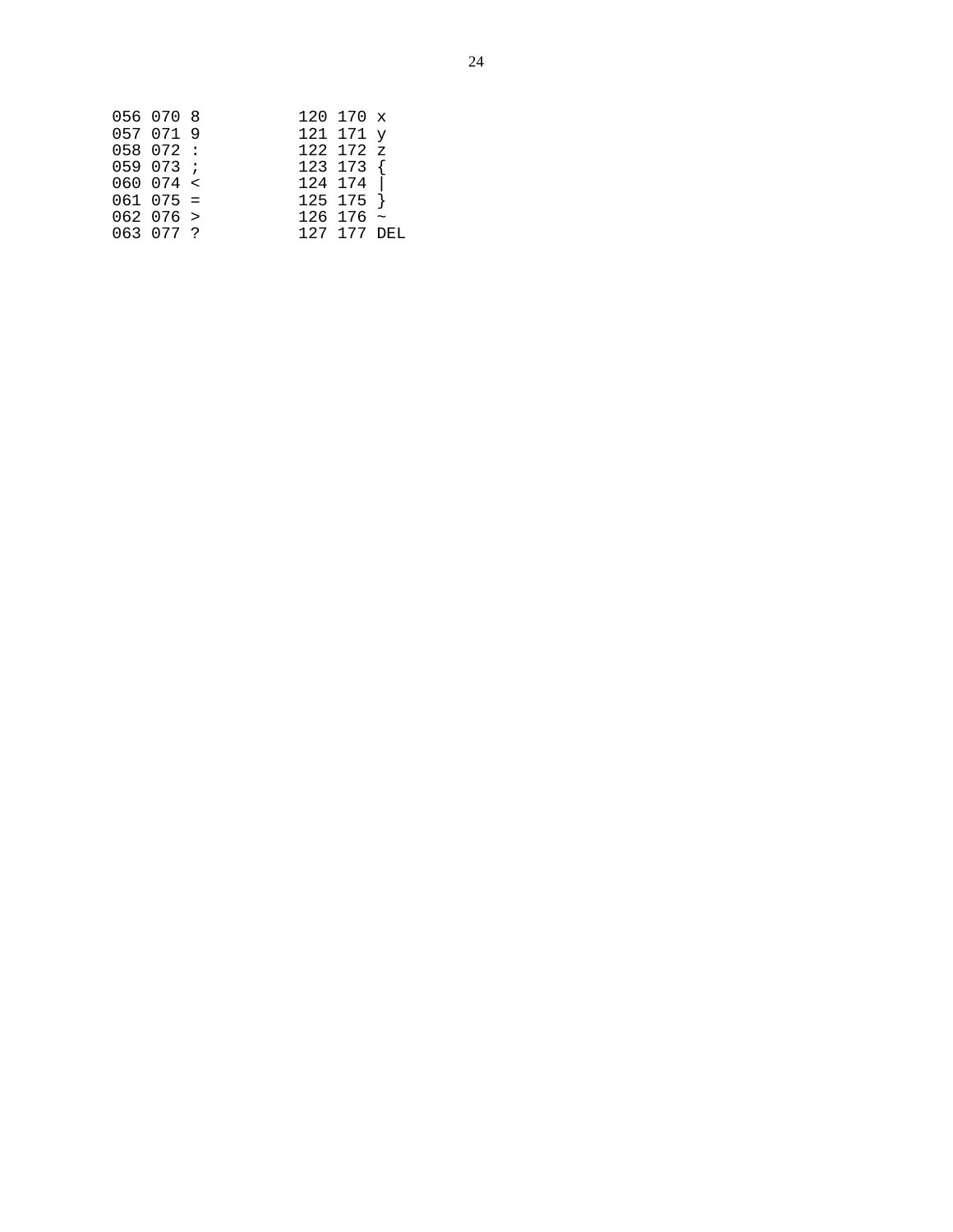```
056 070 8          120 170 x
057 071 9          121 171 y
058 072 :          122 172 z
059 073 ;          123 173 {
060 074 <          124 174 |
061 075 =          125 175 }
062 076 >          126 176 ~
063 077 ?          127 177 DEL
```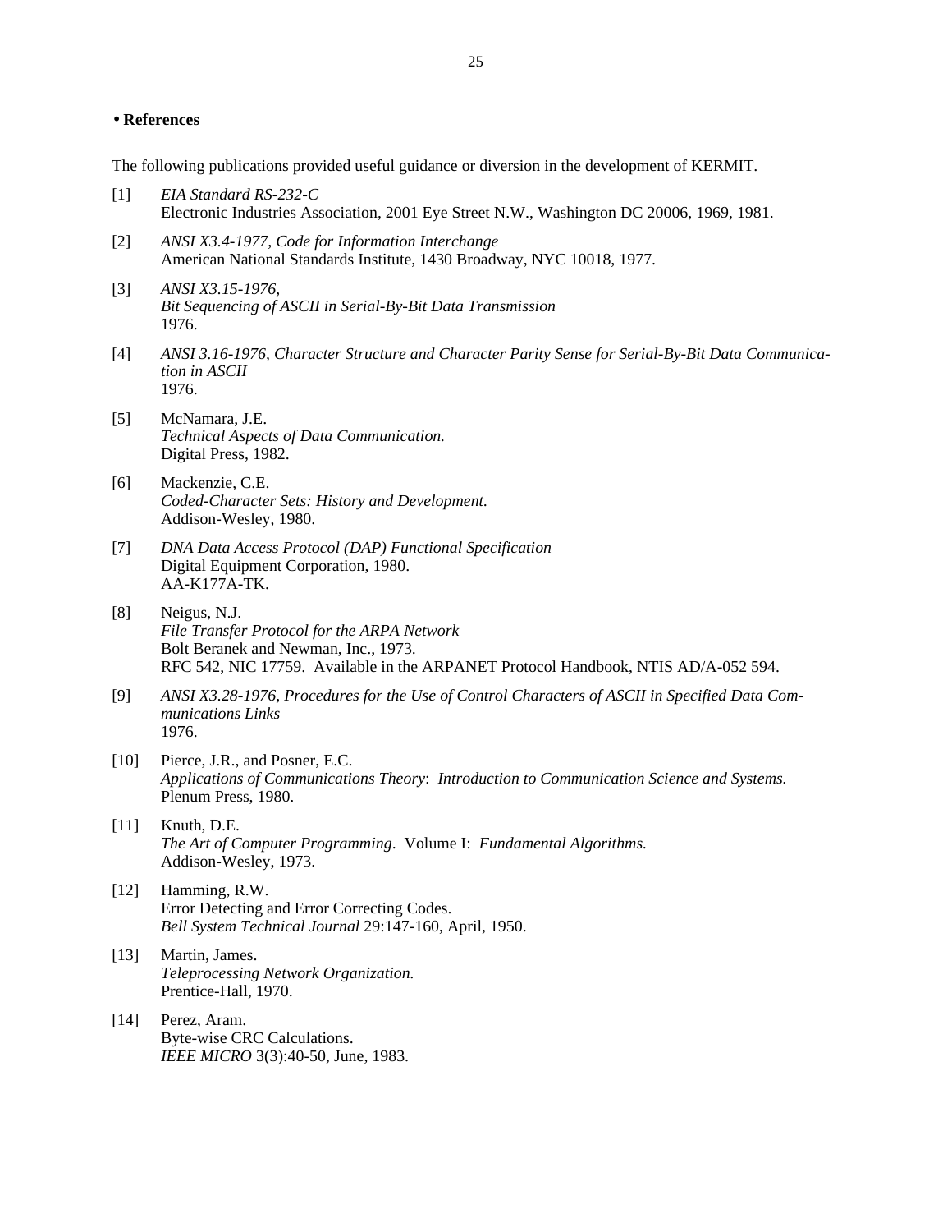## • References

The following publications provided useful guidance or diversion in the development of KERMIT.

[1] *EIA Standard RS-232-C*
Electronic Industries Association, 2001 Eye Street N.W., Washington DC 20006, 1969, 1981.

[2] *ANSI X3.4-1977, Code for Information Interchange*
American National Standards Institute, 1430 Broadway, NYC 10018, 1977.

[3] *ANSI X3.15-1976,*
*Bit Sequencing of ASCII in Serial-By-Bit Data Transmission*
1976.

[4] *ANSI 3.16-1976, Character Structure and Character Parity Sense for Serial-By-Bit Data Communication in ASCII*
1976.

[5] McNamara, J.E.
*Technical Aspects of Data Communication.*
Digital Press, 1982.

[6] Mackenzie, C.E.
*Coded-Character Sets: History and Development.*
Addison-Wesley, 1980.

[7] *DNA Data Access Protocol (DAP) Functional Specification*
Digital Equipment Corporation, 1980.
AA-K177A-TK.

[8] Neigus, N.J.
*File Transfer Protocol for the ARPA Network*
Bolt Beranek and Newman, Inc., 1973.
RFC 542, NIC 17759. Available in the ARPANET Protocol Handbook, NTIS AD/A-052 594.

[9] *ANSI X3.28-1976, Procedures for the Use of Control Characters of ASCII in Specified Data Communications Links*
1976.

[10] Pierce, J.R., and Posner, E.C.
*Applications of Communications Theory*: *Introduction to Communication Science and Systems.*
Plenum Press, 1980.

[11] Knuth, D.E.
*The Art of Computer Programming*. Volume I: *Fundamental Algorithms.*
Addison-Wesley, 1973.

[12] Hamming, R.W.
Error Detecting and Error Correcting Codes.
*Bell System Technical Journal* 29:147-160, April, 1950.

[13] Martin, James.
*Teleprocessing Network Organization.*
Prentice-Hall, 1970.

[14] Perez, Aram.
Byte-wise CRC Calculations.
*IEEE MICRO* 3(3):40-50, June, 1983.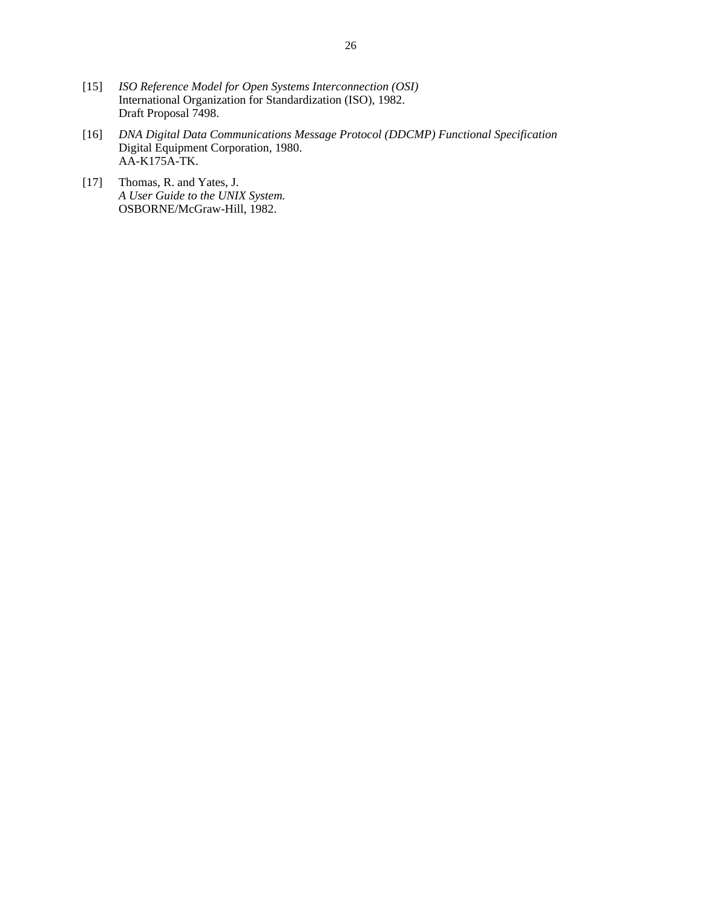[15] *ISO Reference Model for Open Systems Interconnection (OSI)*
International Organization for Standardization (ISO), 1982.
Draft Proposal 7498.

[16] *DNA Digital Data Communications Message Protocol (DDCMP) Functional Specification*
Digital Equipment Corporation, 1980.
AA-K175A-TK.

[17] Thomas, R. and Yates, J.
*A User Guide to the UNIX System.*
OSBORNE/McGraw-Hill, 1982.